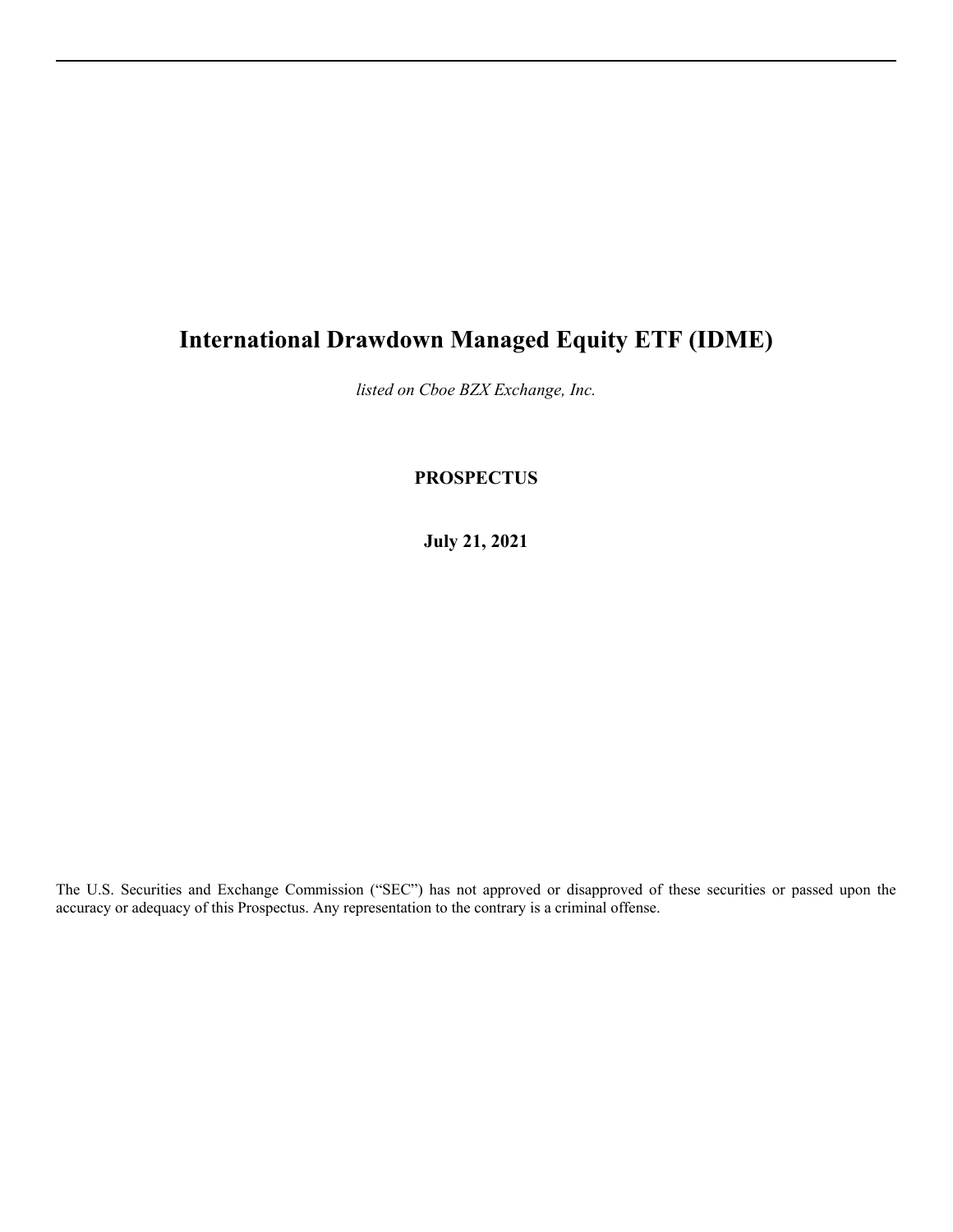# International Drawdown Managed Equity ETF (IDME)

*listed on Cboe BZX Exchange, Inc.*

**PROSPECTUS**

**July 21, 2021**

The U.S. Securities and Exchange Commission ("SEC") has not approved or disapproved of these securities or passed upon the accuracy or adequacy of this Prospectus. Any representation to the contrary is a criminal offense.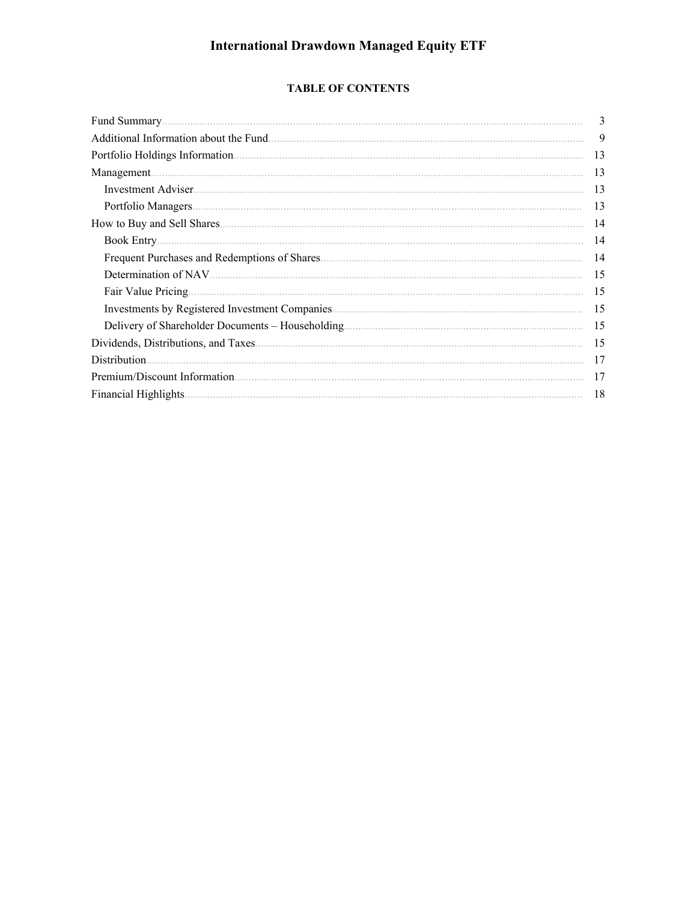# International Drawdown Managed Equity ETF

## TABLE OF CONTENTS

| | |
|---|---|
| Fund Summary | 3 |
| Additional Information about the Fund | 9 |
| Portfolio Holdings Information | 13 |
| Management | 13 |
| Investment Adviser | 13 |
| Portfolio Managers | 13 |
| How to Buy and Sell Shares | 14 |
| Book Entry | 14 |
| Frequent Purchases and Redemptions of Shares | 14 |
| Determination of NAV | 15 |
| Fair Value Pricing | 15 |
| Investments by Registered Investment Companies | 15 |
| Delivery of Shareholder Documents – Householding | 15 |
| Dividends, Distributions, and Taxes | 15 |
| Distribution | 17 |
| Premium/Discount Information | 17 |
| Financial Highlights | 18 |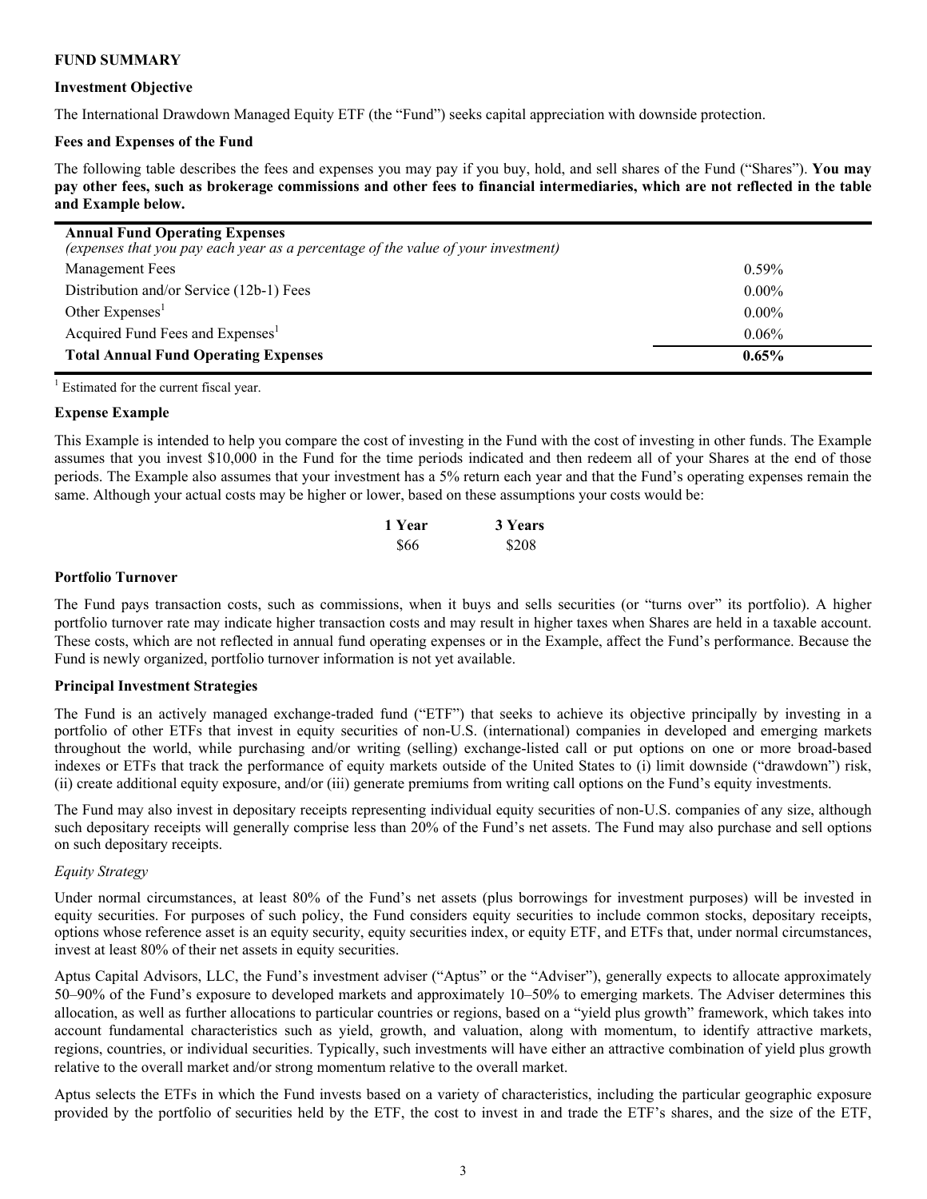## FUND SUMMARY

### Investment Objective

The International Drawdown Managed Equity ETF (the "Fund") seeks capital appreciation with downside protection.

### Fees and Expenses of the Fund

The following table describes the fees and expenses you may pay if you buy, hold, and sell shares of the Fund ("Shares"). **You may pay other fees, such as brokerage commissions and other fees to financial intermediaries, which are not reflected in the table and Example below.**

| **Annual Fund Operating Expenses** *(expenses that you pay each year as a percentage of the value of your investment)* | |
|---|---|
| Management Fees | 0.59% |
| Distribution and/or Service (12b-1) Fees | 0.00% |
| Other Expenses[1] | 0.00% |
| Acquired Fund Fees and Expenses[1] | 0.06% |
| **Total Annual Fund Operating Expenses** | **0.65%** |

[1] Estimated for the current fiscal year.

### Expense Example

This Example is intended to help you compare the cost of investing in the Fund with the cost of investing in other funds. The Example assumes that you invest $10,000 in the Fund for the time periods indicated and then redeem all of your Shares at the end of those periods. The Example also assumes that your investment has a 5% return each year and that the Fund's operating expenses remain the same. Although your actual costs may be higher or lower, based on these assumptions your costs would be:

| **1 Year** | **3 Years** |
|---|---|
| $66 | $208 |

### Portfolio Turnover

The Fund pays transaction costs, such as commissions, when it buys and sells securities (or "turns over" its portfolio). A higher portfolio turnover rate may indicate higher transaction costs and may result in higher taxes when Shares are held in a taxable account. These costs, which are not reflected in annual fund operating expenses or in the Example, affect the Fund's performance. Because the Fund is newly organized, portfolio turnover information is not yet available.

### Principal Investment Strategies

The Fund is an actively managed exchange-traded fund ("ETF") that seeks to achieve its objective principally by investing in a portfolio of other ETFs that invest in equity securities of non-U.S. (international) companies in developed and emerging markets throughout the world, while purchasing and/or writing (selling) exchange-listed call or put options on one or more broad-based indexes or ETFs that track the performance of equity markets outside of the United States to (i) limit downside ("drawdown") risk, (ii) create additional equity exposure, and/or (iii) generate premiums from writing call options on the Fund's equity investments.

The Fund may also invest in depositary receipts representing individual equity securities of non-U.S. companies of any size, although such depositary receipts will generally comprise less than 20% of the Fund's net assets. The Fund may also purchase and sell options on such depositary receipts.

*Equity Strategy*

Under normal circumstances, at least 80% of the Fund's net assets (plus borrowings for investment purposes) will be invested in equity securities. For purposes of such policy, the Fund considers equity securities to include common stocks, depositary receipts, options whose reference asset is an equity security, equity securities index, or equity ETF, and ETFs that, under normal circumstances, invest at least 80% of their net assets in equity securities.

Aptus Capital Advisors, LLC, the Fund's investment adviser ("Aptus" or the "Adviser"), generally expects to allocate approximately 50–90% of the Fund's exposure to developed markets and approximately 10–50% to emerging markets. The Adviser determines this allocation, as well as further allocations to particular countries or regions, based on a "yield plus growth" framework, which takes into account fundamental characteristics such as yield, growth, and valuation, along with momentum, to identify attractive markets, regions, countries, or individual securities. Typically, such investments will have either an attractive combination of yield plus growth relative to the overall market and/or strong momentum relative to the overall market.

Aptus selects the ETFs in which the Fund invests based on a variety of characteristics, including the particular geographic exposure provided by the portfolio of securities held by the ETF, the cost to invest in and trade the ETF's shares, and the size of the ETF,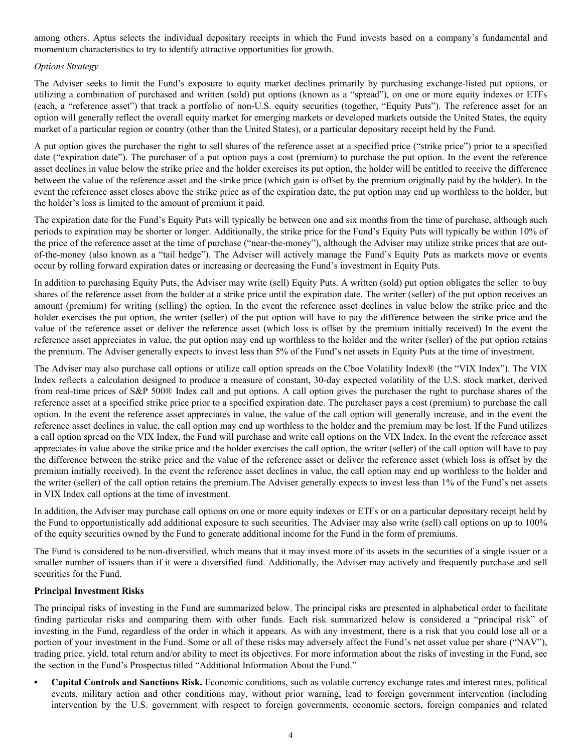among others. Aptus selects the individual depositary receipts in which the Fund invests based on a company's fundamental and momentum characteristics to try to identify attractive opportunities for growth.

*Options Strategy*

The Adviser seeks to limit the Fund's exposure to equity market declines primarily by purchasing exchange-listed put options, or utilizing a combination of purchased and written (sold) put options (known as a "spread"), on one or more equity indexes or ETFs (each, a "reference asset") that track a portfolio of non-U.S. equity securities (together, "Equity Puts"). The reference asset for an option will generally reflect the overall equity market for emerging markets or developed markets outside the United States, the equity market of a particular region or country (other than the United States), or a particular depositary receipt held by the Fund.

A put option gives the purchaser the right to sell shares of the reference asset at a specified price ("strike price") prior to a specified date ("expiration date"). The purchaser of a put option pays a cost (premium) to purchase the put option. In the event the reference asset declines in value below the strike price and the holder exercises its put option, the holder will be entitled to receive the difference between the value of the reference asset and the strike price (which gain is offset by the premium originally paid by the holder). In the event the reference asset closes above the strike price as of the expiration date, the put option may end up worthless to the holder, but the holder's loss is limited to the amount of premium it paid.

The expiration date for the Fund's Equity Puts will typically be between one and six months from the time of purchase, although such periods to expiration may be shorter or longer. Additionally, the strike price for the Fund's Equity Puts will typically be within 10% of the price of the reference asset at the time of purchase ("near-the-money"), although the Adviser may utilize strike prices that are out-of-the-money (also known as a "tail hedge"). The Adviser will actively manage the Fund's Equity Puts as markets move or events occur by rolling forward expiration dates or increasing or decreasing the Fund's investment in Equity Puts.

In addition to purchasing Equity Puts, the Adviser may write (sell) Equity Puts. A written (sold) put option obligates the seller to buy shares of the reference asset from the holder at a strike price until the expiration date. The writer (seller) of the put option receives an amount (premium) for writing (selling) the option. In the event the reference asset declines in value below the strike price and the holder exercises the put option, the writer (seller) of the put option will have to pay the difference between the strike price and the value of the reference asset or deliver the reference asset (which loss is offset by the premium initially received) In the event the reference asset appreciates in value, the put option may end up worthless to the holder and the writer (seller) of the put option retains the premium. The Adviser generally expects to invest less than 5% of the Fund's net assets in Equity Puts at the time of investment.

The Adviser may also purchase call options or utilize call option spreads on the Cboe Volatility Index® (the "VIX Index"). The VIX Index reflects a calculation designed to produce a measure of constant, 30-day expected volatility of the U.S. stock market, derived from real-time prices of S&P 500® Index call and put options. A call option gives the purchaser the right to purchase shares of the reference asset at a specified strike price prior to a specified expiration date. The purchaser pays a cost (premium) to purchase the call option. In the event the reference asset appreciates in value, the value of the call option will generally increase, and in the event the reference asset declines in value, the call option may end up worthless to the holder and the premium may be lost. If the Fund utilizes a call option spread on the VIX Index, the Fund will purchase and write call options on the VIX Index. In the event the reference asset appreciates in value above the strike price and the holder exercises the call option, the writer (seller) of the call option will have to pay the difference between the strike price and the value of the reference asset or deliver the reference asset (which loss is offset by the premium initially received). In the event the reference asset declines in value, the call option may end up worthless to the holder and the writer (seller) of the call option retains the premium.The Adviser generally expects to invest less than 1% of the Fund's net assets in VIX Index call options at the time of investment.

In addition, the Adviser may purchase call options on one or more equity indexes or ETFs or on a particular depositary receipt held by the Fund to opportunistically add additional exposure to such securities. The Adviser may also write (sell) call options on up to 100% of the equity securities owned by the Fund to generate additional income for the Fund in the form of premiums.

The Fund is considered to be non-diversified, which means that it may invest more of its assets in the securities of a single issuer or a smaller number of issuers than if it were a diversified fund. Additionally, the Adviser may actively and frequently purchase and sell securities for the Fund.

**Principal Investment Risks**

The principal risks of investing in the Fund are summarized below. The principal risks are presented in alphabetical order to facilitate finding particular risks and comparing them with other funds. Each risk summarized below is considered a "principal risk" of investing in the Fund, regardless of the order in which it appears. As with any investment, there is a risk that you could lose all or a portion of your investment in the Fund. Some or all of these risks may adversely affect the Fund's net asset value per share ("NAV"), trading price, yield, total return and/or ability to meet its objectives. For more information about the risks of investing in the Fund, see the section in the Fund's Prospectus titled "Additional Information About the Fund."

- **Capital Controls and Sanctions Risk.** Economic conditions, such as volatile currency exchange rates and interest rates, political events, military action and other conditions may, without prior warning, lead to foreign government intervention (including intervention by the U.S. government with respect to foreign governments, economic sectors, foreign companies and related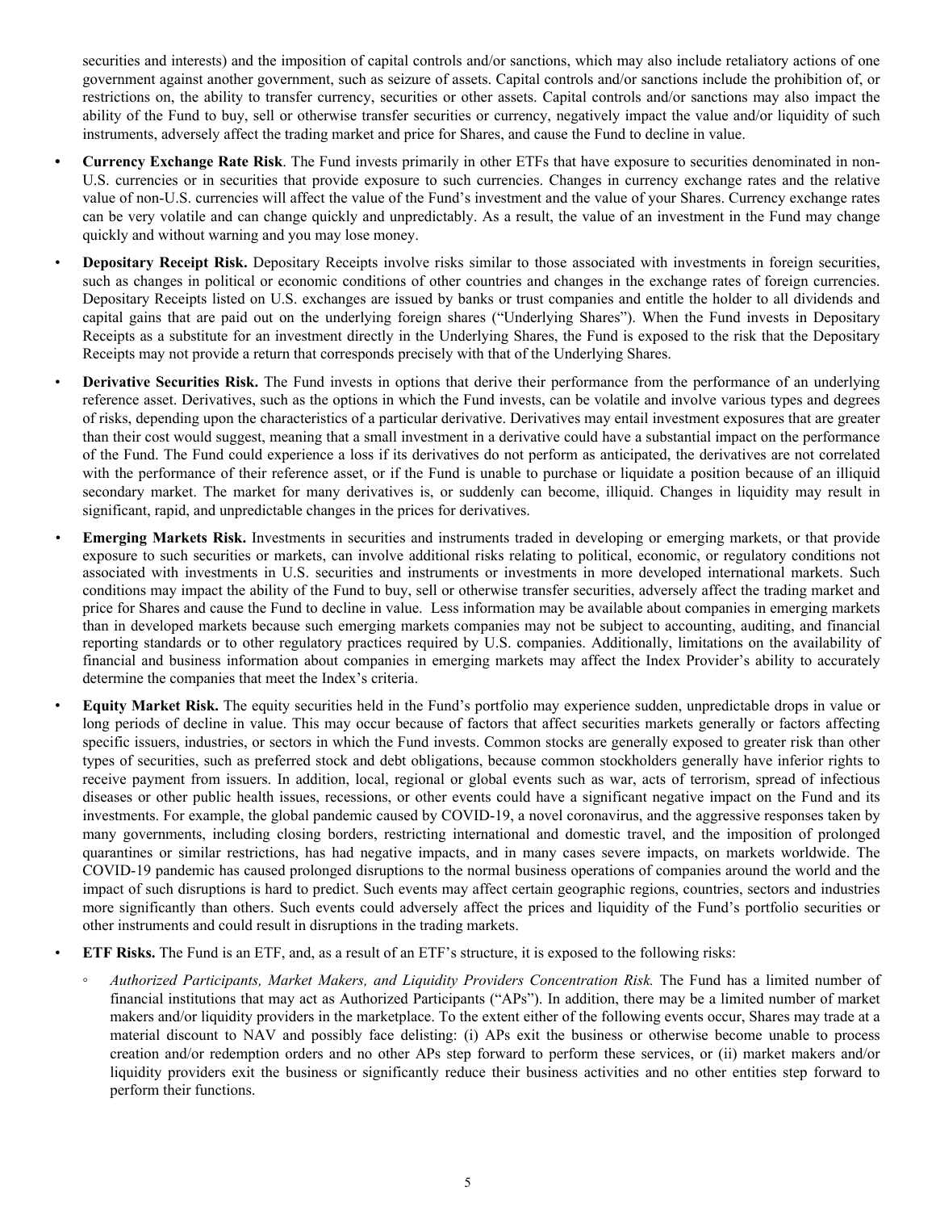securities and interests) and the imposition of capital controls and/or sanctions, which may also include retaliatory actions of one government against another government, such as seizure of assets. Capital controls and/or sanctions include the prohibition of, or restrictions on, the ability to transfer currency, securities or other assets. Capital controls and/or sanctions may also impact the ability of the Fund to buy, sell or otherwise transfer securities or currency, negatively impact the value and/or liquidity of such instruments, adversely affect the trading market and price for Shares, and cause the Fund to decline in value.

- **Currency Exchange Rate Risk**. The Fund invests primarily in other ETFs that have exposure to securities denominated in non-U.S. currencies or in securities that provide exposure to such currencies. Changes in currency exchange rates and the relative value of non-U.S. currencies will affect the value of the Fund's investment and the value of your Shares. Currency exchange rates can be very volatile and can change quickly and unpredictably. As a result, the value of an investment in the Fund may change quickly and without warning and you may lose money.
- **Depositary Receipt Risk.** Depositary Receipts involve risks similar to those associated with investments in foreign securities, such as changes in political or economic conditions of other countries and changes in the exchange rates of foreign currencies. Depositary Receipts listed on U.S. exchanges are issued by banks or trust companies and entitle the holder to all dividends and capital gains that are paid out on the underlying foreign shares ("Underlying Shares"). When the Fund invests in Depositary Receipts as a substitute for an investment directly in the Underlying Shares, the Fund is exposed to the risk that the Depositary Receipts may not provide a return that corresponds precisely with that of the Underlying Shares.
- **Derivative Securities Risk.** The Fund invests in options that derive their performance from the performance of an underlying reference asset. Derivatives, such as the options in which the Fund invests, can be volatile and involve various types and degrees of risks, depending upon the characteristics of a particular derivative. Derivatives may entail investment exposures that are greater than their cost would suggest, meaning that a small investment in a derivative could have a substantial impact on the performance of the Fund. The Fund could experience a loss if its derivatives do not perform as anticipated, the derivatives are not correlated with the performance of their reference asset, or if the Fund is unable to purchase or liquidate a position because of an illiquid secondary market. The market for many derivatives is, or suddenly can become, illiquid. Changes in liquidity may result in significant, rapid, and unpredictable changes in the prices for derivatives.
- **Emerging Markets Risk.** Investments in securities and instruments traded in developing or emerging markets, or that provide exposure to such securities or markets, can involve additional risks relating to political, economic, or regulatory conditions not associated with investments in U.S. securities and instruments or investments in more developed international markets. Such conditions may impact the ability of the Fund to buy, sell or otherwise transfer securities, adversely affect the trading market and price for Shares and cause the Fund to decline in value. Less information may be available about companies in emerging markets than in developed markets because such emerging markets companies may not be subject to accounting, auditing, and financial reporting standards or to other regulatory practices required by U.S. companies. Additionally, limitations on the availability of financial and business information about companies in emerging markets may affect the Index Provider's ability to accurately determine the companies that meet the Index's criteria.
- **Equity Market Risk.** The equity securities held in the Fund's portfolio may experience sudden, unpredictable drops in value or long periods of decline in value. This may occur because of factors that affect securities markets generally or factors affecting specific issuers, industries, or sectors in which the Fund invests. Common stocks are generally exposed to greater risk than other types of securities, such as preferred stock and debt obligations, because common stockholders generally have inferior rights to receive payment from issuers. In addition, local, regional or global events such as war, acts of terrorism, spread of infectious diseases or other public health issues, recessions, or other events could have a significant negative impact on the Fund and its investments. For example, the global pandemic caused by COVID-19, a novel coronavirus, and the aggressive responses taken by many governments, including closing borders, restricting international and domestic travel, and the imposition of prolonged quarantines or similar restrictions, has had negative impacts, and in many cases severe impacts, on markets worldwide. The COVID-19 pandemic has caused prolonged disruptions to the normal business operations of companies around the world and the impact of such disruptions is hard to predict. Such events may affect certain geographic regions, countries, sectors and industries more significantly than others. Such events could adversely affect the prices and liquidity of the Fund's portfolio securities or other instruments and could result in disruptions in the trading markets.
- **ETF Risks.** The Fund is an ETF, and, as a result of an ETF's structure, it is exposed to the following risks:
  - *Authorized Participants, Market Makers, and Liquidity Providers Concentration Risk.* The Fund has a limited number of financial institutions that may act as Authorized Participants ("APs"). In addition, there may be a limited number of market makers and/or liquidity providers in the marketplace. To the extent either of the following events occur, Shares may trade at a material discount to NAV and possibly face delisting: (i) APs exit the business or otherwise become unable to process creation and/or redemption orders and no other APs step forward to perform these services, or (ii) market makers and/or liquidity providers exit the business or significantly reduce their business activities and no other entities step forward to perform their functions.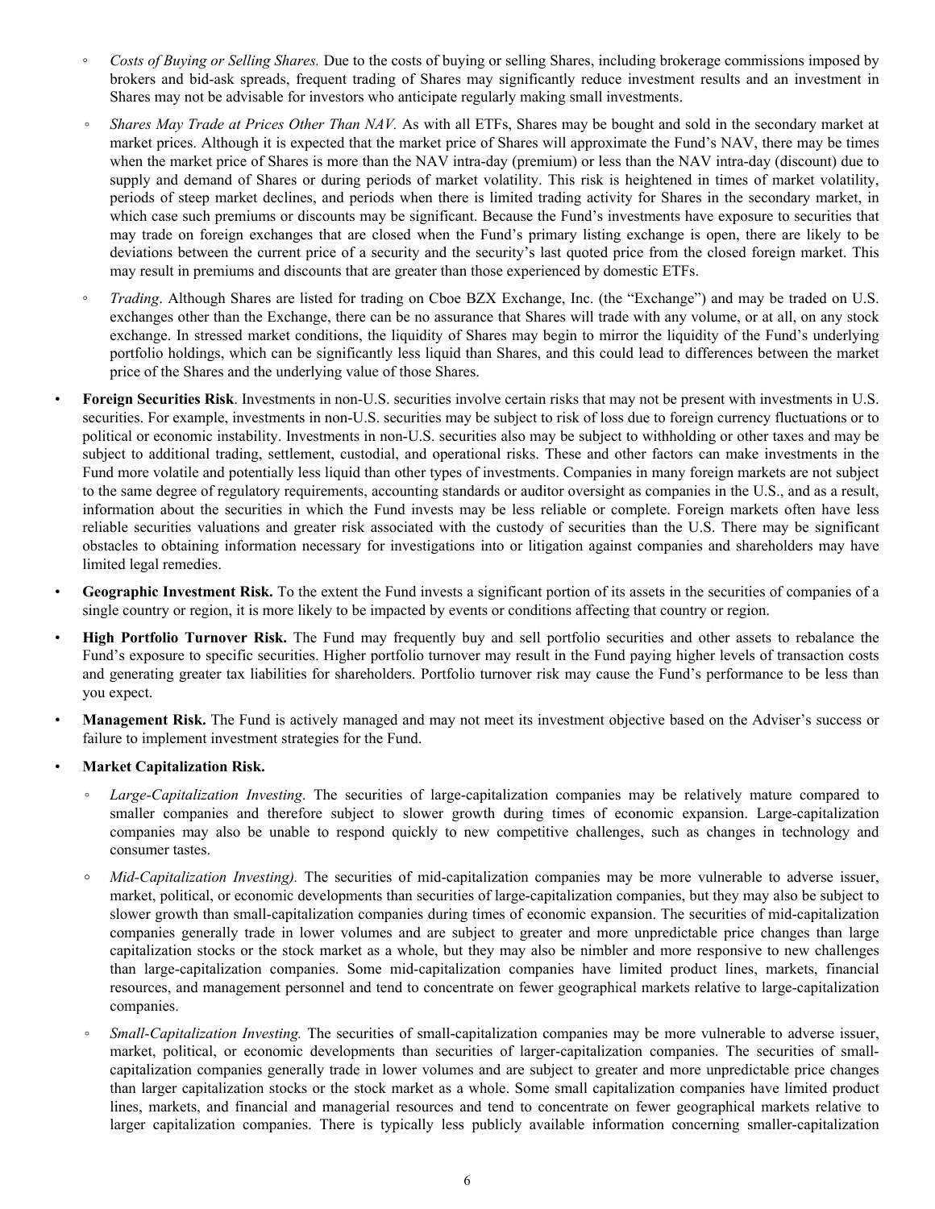- *Costs of Buying or Selling Shares.* Due to the costs of buying or selling Shares, including brokerage commissions imposed by brokers and bid-ask spreads, frequent trading of Shares may significantly reduce investment results and an investment in Shares may not be advisable for investors who anticipate regularly making small investments.
  - *Shares May Trade at Prices Other Than NAV.* As with all ETFs, Shares may be bought and sold in the secondary market at market prices. Although it is expected that the market price of Shares will approximate the Fund's NAV, there may be times when the market price of Shares is more than the NAV intra-day (premium) or less than the NAV intra-day (discount) due to supply and demand of Shares or during periods of market volatility. This risk is heightened in times of market volatility, periods of steep market declines, and periods when there is limited trading activity for Shares in the secondary market, in which case such premiums or discounts may be significant. Because the Fund's investments have exposure to securities that may trade on foreign exchanges that are closed when the Fund's primary listing exchange is open, there are likely to be deviations between the current price of a security and the security's last quoted price from the closed foreign market. This may result in premiums and discounts that are greater than those experienced by domestic ETFs.
  - *Trading*. Although Shares are listed for trading on Cboe BZX Exchange, Inc. (the "Exchange") and may be traded on U.S. exchanges other than the Exchange, there can be no assurance that Shares will trade with any volume, or at all, on any stock exchange. In stressed market conditions, the liquidity of Shares may begin to mirror the liquidity of the Fund's underlying portfolio holdings, which can be significantly less liquid than Shares, and this could lead to differences between the market price of the Shares and the underlying value of those Shares.
- **Foreign Securities Risk**. Investments in non-U.S. securities involve certain risks that may not be present with investments in U.S. securities. For example, investments in non-U.S. securities may be subject to risk of loss due to foreign currency fluctuations or to political or economic instability. Investments in non-U.S. securities also may be subject to withholding or other taxes and may be subject to additional trading, settlement, custodial, and operational risks. These and other factors can make investments in the Fund more volatile and potentially less liquid than other types of investments. Companies in many foreign markets are not subject to the same degree of regulatory requirements, accounting standards or auditor oversight as companies in the U.S., and as a result, information about the securities in which the Fund invests may be less reliable or complete. Foreign markets often have less reliable securities valuations and greater risk associated with the custody of securities than the U.S. There may be significant obstacles to obtaining information necessary for investigations into or litigation against companies and shareholders may have limited legal remedies.
- **Geographic Investment Risk.** To the extent the Fund invests a significant portion of its assets in the securities of companies of a single country or region, it is more likely to be impacted by events or conditions affecting that country or region.
- **High Portfolio Turnover Risk.** The Fund may frequently buy and sell portfolio securities and other assets to rebalance the Fund's exposure to specific securities. Higher portfolio turnover may result in the Fund paying higher levels of transaction costs and generating greater tax liabilities for shareholders. Portfolio turnover risk may cause the Fund's performance to be less than you expect.
- **Management Risk.** The Fund is actively managed and may not meet its investment objective based on the Adviser's success or failure to implement investment strategies for the Fund.
- **Market Capitalization Risk.**
  - *Large-Capitalization Investing.* The securities of large-capitalization companies may be relatively mature compared to smaller companies and therefore subject to slower growth during times of economic expansion. Large-capitalization companies may also be unable to respond quickly to new competitive challenges, such as changes in technology and consumer tastes.
  - *Mid-Capitalization Investing).* The securities of mid-capitalization companies may be more vulnerable to adverse issuer, market, political, or economic developments than securities of large-capitalization companies, but they may also be subject to slower growth than small-capitalization companies during times of economic expansion. The securities of mid-capitalization companies generally trade in lower volumes and are subject to greater and more unpredictable price changes than large capitalization stocks or the stock market as a whole, but they may also be nimbler and more responsive to new challenges than large-capitalization companies. Some mid-capitalization companies have limited product lines, markets, financial resources, and management personnel and tend to concentrate on fewer geographical markets relative to large-capitalization companies.
  - *Small-Capitalization Investing.* The securities of small-capitalization companies may be more vulnerable to adverse issuer, market, political, or economic developments than securities of larger-capitalization companies. The securities of small-capitalization companies generally trade in lower volumes and are subject to greater and more unpredictable price changes than larger capitalization stocks or the stock market as a whole. Some small capitalization companies have limited product lines, markets, and financial and managerial resources and tend to concentrate on fewer geographical markets relative to larger capitalization companies. There is typically less publicly available information concerning smaller-capitalization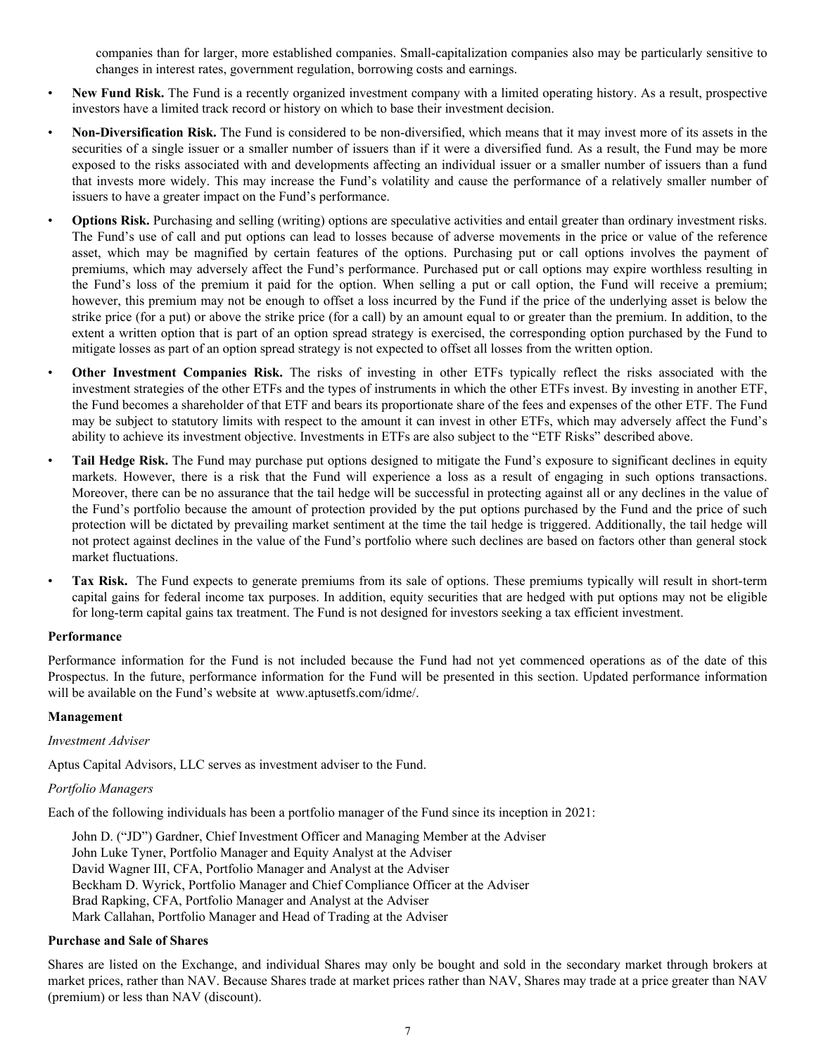companies than for larger, more established companies. Small-capitalization companies also may be particularly sensitive to changes in interest rates, government regulation, borrowing costs and earnings.

- **New Fund Risk.** The Fund is a recently organized investment company with a limited operating history. As a result, prospective investors have a limited track record or history on which to base their investment decision.
- **Non-Diversification Risk.** The Fund is considered to be non-diversified, which means that it may invest more of its assets in the securities of a single issuer or a smaller number of issuers than if it were a diversified fund. As a result, the Fund may be more exposed to the risks associated with and developments affecting an individual issuer or a smaller number of issuers than a fund that invests more widely. This may increase the Fund's volatility and cause the performance of a relatively smaller number of issuers to have a greater impact on the Fund's performance.
- **Options Risk.** Purchasing and selling (writing) options are speculative activities and entail greater than ordinary investment risks. The Fund's use of call and put options can lead to losses because of adverse movements in the price or value of the reference asset, which may be magnified by certain features of the options. Purchasing put or call options involves the payment of premiums, which may adversely affect the Fund's performance. Purchased put or call options may expire worthless resulting in the Fund's loss of the premium it paid for the option. When selling a put or call option, the Fund will receive a premium; however, this premium may not be enough to offset a loss incurred by the Fund if the price of the underlying asset is below the strike price (for a put) or above the strike price (for a call) by an amount equal to or greater than the premium. In addition, to the extent a written option that is part of an option spread strategy is exercised, the corresponding option purchased by the Fund to mitigate losses as part of an option spread strategy is not expected to offset all losses from the written option.
- **Other Investment Companies Risk.** The risks of investing in other ETFs typically reflect the risks associated with the investment strategies of the other ETFs and the types of instruments in which the other ETFs invest. By investing in another ETF, the Fund becomes a shareholder of that ETF and bears its proportionate share of the fees and expenses of the other ETF. The Fund may be subject to statutory limits with respect to the amount it can invest in other ETFs, which may adversely affect the Fund's ability to achieve its investment objective. Investments in ETFs are also subject to the "ETF Risks" described above.
- **Tail Hedge Risk.** The Fund may purchase put options designed to mitigate the Fund's exposure to significant declines in equity markets. However, there is a risk that the Fund will experience a loss as a result of engaging in such options transactions. Moreover, there can be no assurance that the tail hedge will be successful in protecting against all or any declines in the value of the Fund's portfolio because the amount of protection provided by the put options purchased by the Fund and the price of such protection will be dictated by prevailing market sentiment at the time the tail hedge is triggered. Additionally, the tail hedge will not protect against declines in the value of the Fund's portfolio where such declines are based on factors other than general stock market fluctuations.
- **Tax Risk.** The Fund expects to generate premiums from its sale of options. These premiums typically will result in short-term capital gains for federal income tax purposes. In addition, equity securities that are hedged with put options may not be eligible for long-term capital gains tax treatment. The Fund is not designed for investors seeking a tax efficient investment.

**Performance**

Performance information for the Fund is not included because the Fund had not yet commenced operations as of the date of this Prospectus. In the future, performance information for the Fund will be presented in this section. Updated performance information will be available on the Fund's website at www.aptusetfs.com/idme/.

**Management**

*Investment Adviser*

Aptus Capital Advisors, LLC serves as investment adviser to the Fund.

*Portfolio Managers*

Each of the following individuals has been a portfolio manager of the Fund since its inception in 2021:

John D. ("JD") Gardner, Chief Investment Officer and Managing Member at the Adviser
John Luke Tyner, Portfolio Manager and Equity Analyst at the Adviser
David Wagner III, CFA, Portfolio Manager and Analyst at the Adviser
Beckham D. Wyrick, Portfolio Manager and Chief Compliance Officer at the Adviser
Brad Rapking, CFA, Portfolio Manager and Analyst at the Adviser
Mark Callahan, Portfolio Manager and Head of Trading at the Adviser

**Purchase and Sale of Shares**

Shares are listed on the Exchange, and individual Shares may only be bought and sold in the secondary market through brokers at market prices, rather than NAV. Because Shares trade at market prices rather than NAV, Shares may trade at a price greater than NAV (premium) or less than NAV (discount).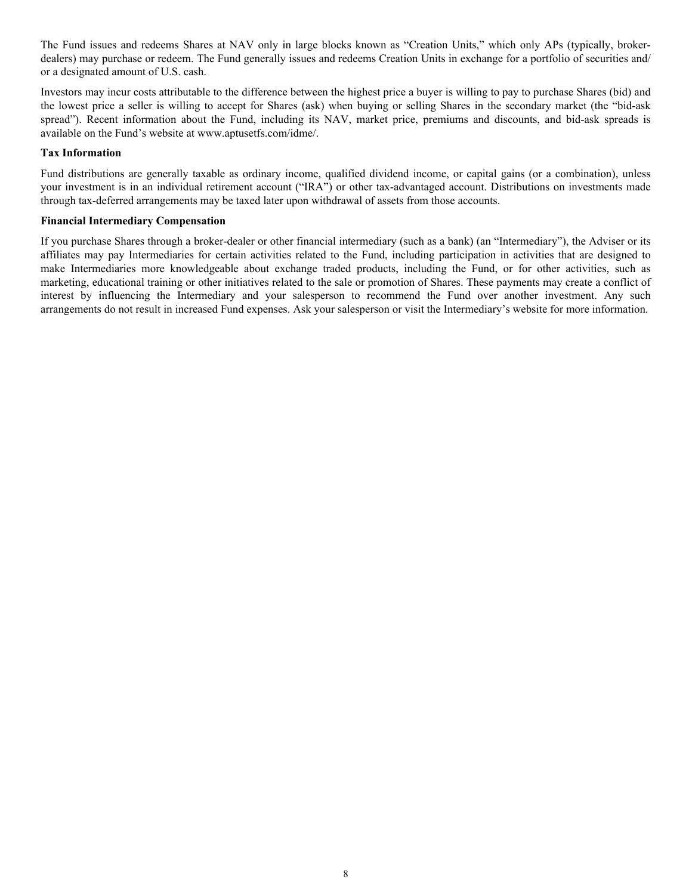The Fund issues and redeems Shares at NAV only in large blocks known as "Creation Units," which only APs (typically, broker-dealers) may purchase or redeem. The Fund generally issues and redeems Creation Units in exchange for a portfolio of securities and/or a designated amount of U.S. cash.

Investors may incur costs attributable to the difference between the highest price a buyer is willing to pay to purchase Shares (bid) and the lowest price a seller is willing to accept for Shares (ask) when buying or selling Shares in the secondary market (the "bid-ask spread"). Recent information about the Fund, including its NAV, market price, premiums and discounts, and bid-ask spreads is available on the Fund's website at www.aptusetfs.com/idme/.

**Tax Information**

Fund distributions are generally taxable as ordinary income, qualified dividend income, or capital gains (or a combination), unless your investment is in an individual retirement account ("IRA") or other tax-advantaged account. Distributions on investments made through tax-deferred arrangements may be taxed later upon withdrawal of assets from those accounts.

**Financial Intermediary Compensation**

If you purchase Shares through a broker-dealer or other financial intermediary (such as a bank) (an "Intermediary"), the Adviser or its affiliates may pay Intermediaries for certain activities related to the Fund, including participation in activities that are designed to make Intermediaries more knowledgeable about exchange traded products, including the Fund, or for other activities, such as marketing, educational training or other initiatives related to the sale or promotion of Shares. These payments may create a conflict of interest by influencing the Intermediary and your salesperson to recommend the Fund over another investment. Any such arrangements do not result in increased Fund expenses. Ask your salesperson or visit the Intermediary's website for more information.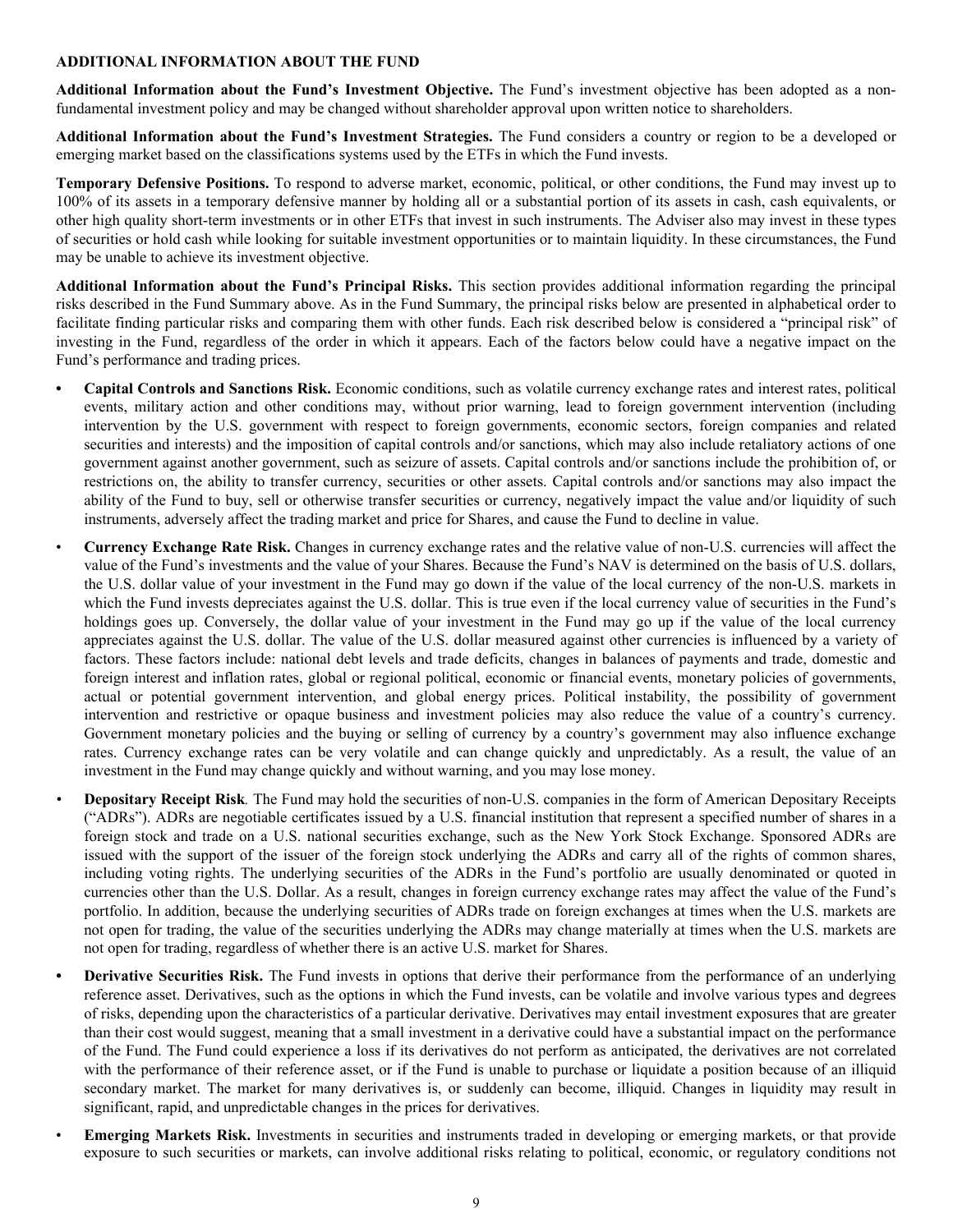## ADDITIONAL INFORMATION ABOUT THE FUND

**Additional Information about the Fund's Investment Objective.** The Fund's investment objective has been adopted as a non-fundamental investment policy and may be changed without shareholder approval upon written notice to shareholders.

**Additional Information about the Fund's Investment Strategies.** The Fund considers a country or region to be a developed or emerging market based on the classifications systems used by the ETFs in which the Fund invests.

**Temporary Defensive Positions.** To respond to adverse market, economic, political, or other conditions, the Fund may invest up to 100% of its assets in a temporary defensive manner by holding all or a substantial portion of its assets in cash, cash equivalents, or other high quality short-term investments or in other ETFs that invest in such instruments. The Adviser also may invest in these types of securities or hold cash while looking for suitable investment opportunities or to maintain liquidity. In these circumstances, the Fund may be unable to achieve its investment objective.

**Additional Information about the Fund's Principal Risks.** This section provides additional information regarding the principal risks described in the Fund Summary above. As in the Fund Summary, the principal risks below are presented in alphabetical order to facilitate finding particular risks and comparing them with other funds. Each risk described below is considered a "principal risk" of investing in the Fund, regardless of the order in which it appears. Each of the factors below could have a negative impact on the Fund's performance and trading prices.

- **Capital Controls and Sanctions Risk.** Economic conditions, such as volatile currency exchange rates and interest rates, political events, military action and other conditions may, without prior warning, lead to foreign government intervention (including intervention by the U.S. government with respect to foreign governments, economic sectors, foreign companies and related securities and interests) and the imposition of capital controls and/or sanctions, which may also include retaliatory actions of one government against another government, such as seizure of assets. Capital controls and/or sanctions include the prohibition of, or restrictions on, the ability to transfer currency, securities or other assets. Capital controls and/or sanctions may also impact the ability of the Fund to buy, sell or otherwise transfer securities or currency, negatively impact the value and/or liquidity of such instruments, adversely affect the trading market and price for Shares, and cause the Fund to decline in value.

- **Currency Exchange Rate Risk.** Changes in currency exchange rates and the relative value of non-U.S. currencies will affect the value of the Fund's investments and the value of your Shares. Because the Fund's NAV is determined on the basis of U.S. dollars, the U.S. dollar value of your investment in the Fund may go down if the value of the local currency of the non-U.S. markets in which the Fund invests depreciates against the U.S. dollar. This is true even if the local currency value of securities in the Fund's holdings goes up. Conversely, the dollar value of your investment in the Fund may go up if the value of the local currency appreciates against the U.S. dollar. The value of the U.S. dollar measured against other currencies is influenced by a variety of factors. These factors include: national debt levels and trade deficits, changes in balances of payments and trade, domestic and foreign interest and inflation rates, global or regional political, economic or financial events, monetary policies of governments, actual or potential government intervention, and global energy prices. Political instability, the possibility of government intervention and restrictive or opaque business and investment policies may also reduce the value of a country's currency. Government monetary policies and the buying or selling of currency by a country's government may also influence exchange rates. Currency exchange rates can be very volatile and can change quickly and unpredictably. As a result, the value of an investment in the Fund may change quickly and without warning, and you may lose money.

- **Depositary Receipt Risk**. The Fund may hold the securities of non-U.S. companies in the form of American Depositary Receipts ("ADRs"). ADRs are negotiable certificates issued by a U.S. financial institution that represent a specified number of shares in a foreign stock and trade on a U.S. national securities exchange, such as the New York Stock Exchange. Sponsored ADRs are issued with the support of the issuer of the foreign stock underlying the ADRs and carry all of the rights of common shares, including voting rights. The underlying securities of the ADRs in the Fund's portfolio are usually denominated or quoted in currencies other than the U.S. Dollar. As a result, changes in foreign currency exchange rates may affect the value of the Fund's portfolio. In addition, because the underlying securities of ADRs trade on foreign exchanges at times when the U.S. markets are not open for trading, the value of the securities underlying the ADRs may change materially at times when the U.S. markets are not open for trading, regardless of whether there is an active U.S. market for Shares.

- **Derivative Securities Risk.** The Fund invests in options that derive their performance from the performance of an underlying reference asset. Derivatives, such as the options in which the Fund invests, can be volatile and involve various types and degrees of risks, depending upon the characteristics of a particular derivative. Derivatives may entail investment exposures that are greater than their cost would suggest, meaning that a small investment in a derivative could have a substantial impact on the performance of the Fund. The Fund could experience a loss if its derivatives do not perform as anticipated, the derivatives are not correlated with the performance of their reference asset, or if the Fund is unable to purchase or liquidate a position because of an illiquid secondary market. The market for many derivatives is, or suddenly can become, illiquid. Changes in liquidity may result in significant, rapid, and unpredictable changes in the prices for derivatives.

- **Emerging Markets Risk.** Investments in securities and instruments traded in developing or emerging markets, or that provide exposure to such securities or markets, can involve additional risks relating to political, economic, or regulatory conditions not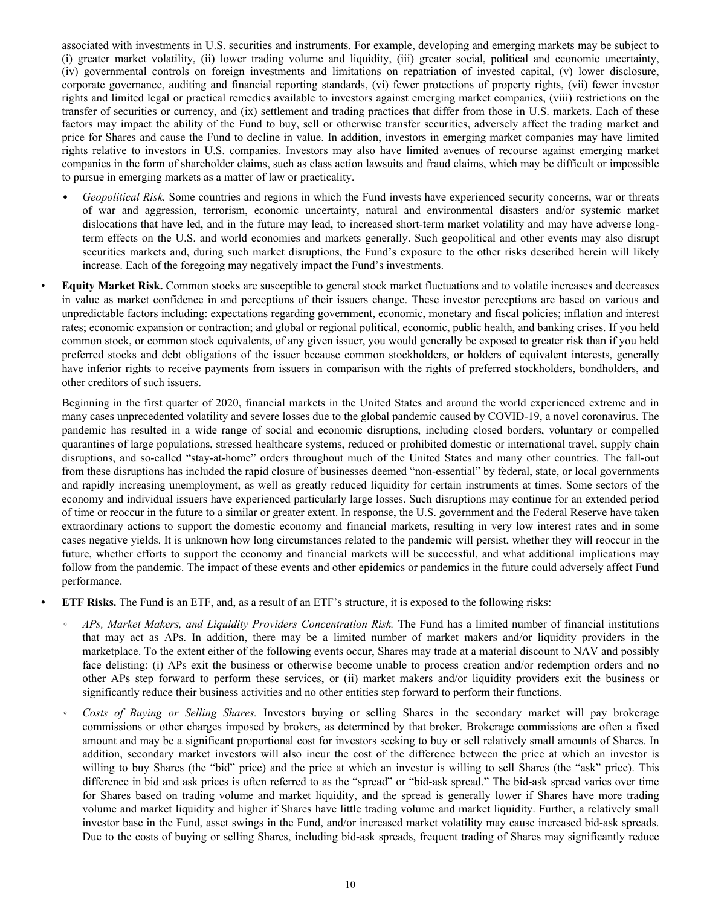associated with investments in U.S. securities and instruments. For example, developing and emerging markets may be subject to (i) greater market volatility, (ii) lower trading volume and liquidity, (iii) greater social, political and economic uncertainty, (iv) governmental controls on foreign investments and limitations on repatriation of invested capital, (v) lower disclosure, corporate governance, auditing and financial reporting standards, (vi) fewer protections of property rights, (vii) fewer investor rights and limited legal or practical remedies available to investors against emerging market companies, (viii) restrictions on the transfer of securities or currency, and (ix) settlement and trading practices that differ from those in U.S. markets. Each of these factors may impact the ability of the Fund to buy, sell or otherwise transfer securities, adversely affect the trading market and price for Shares and cause the Fund to decline in value. In addition, investors in emerging market companies may have limited rights relative to investors in U.S. companies. Investors may also have limited avenues of recourse against emerging market companies in the form of shareholder claims, such as class action lawsuits and fraud claims, which may be difficult or impossible to pursue in emerging markets as a matter of law or practicality.

- *Geopolitical Risk.* Some countries and regions in which the Fund invests have experienced security concerns, war or threats of war and aggression, terrorism, economic uncertainty, natural and environmental disasters and/or systemic market dislocations that have led, and in the future may lead, to increased short-term market volatility and may have adverse long-term effects on the U.S. and world economies and markets generally. Such geopolitical and other events may also disrupt securities markets and, during such market disruptions, the Fund's exposure to the other risks described herein will likely increase. Each of the foregoing may negatively impact the Fund's investments.

- **Equity Market Risk.** Common stocks are susceptible to general stock market fluctuations and to volatile increases and decreases in value as market confidence in and perceptions of their issuers change. These investor perceptions are based on various and unpredictable factors including: expectations regarding government, economic, monetary and fiscal policies; inflation and interest rates; economic expansion or contraction; and global or regional political, economic, public health, and banking crises. If you held common stock, or common stock equivalents, of any given issuer, you would generally be exposed to greater risk than if you held preferred stocks and debt obligations of the issuer because common stockholders, or holders of equivalent interests, generally have inferior rights to receive payments from issuers in comparison with the rights of preferred stockholders, bondholders, and other creditors of such issuers.

  Beginning in the first quarter of 2020, financial markets in the United States and around the world experienced extreme and in many cases unprecedented volatility and severe losses due to the global pandemic caused by COVID-19, a novel coronavirus. The pandemic has resulted in a wide range of social and economic disruptions, including closed borders, voluntary or compelled quarantines of large populations, stressed healthcare systems, reduced or prohibited domestic or international travel, supply chain disruptions, and so-called "stay-at-home" orders throughout much of the United States and many other countries. The fall-out from these disruptions has included the rapid closure of businesses deemed "non-essential" by federal, state, or local governments and rapidly increasing unemployment, as well as greatly reduced liquidity for certain instruments at times. Some sectors of the economy and individual issuers have experienced particularly large losses. Such disruptions may continue for an extended period of time or reoccur in the future to a similar or greater extent. In response, the U.S. government and the Federal Reserve have taken extraordinary actions to support the domestic economy and financial markets, resulting in very low interest rates and in some cases negative yields. It is unknown how long circumstances related to the pandemic will persist, whether they will reoccur in the future, whether efforts to support the economy and financial markets will be successful, and what additional implications may follow from the pandemic. The impact of these events and other epidemics or pandemics in the future could adversely affect Fund performance.

- **ETF Risks.** The Fund is an ETF, and, as a result of an ETF's structure, it is exposed to the following risks:

  - *APs, Market Makers, and Liquidity Providers Concentration Risk.* The Fund has a limited number of financial institutions that may act as APs. In addition, there may be a limited number of market makers and/or liquidity providers in the marketplace. To the extent either of the following events occur, Shares may trade at a material discount to NAV and possibly face delisting: (i) APs exit the business or otherwise become unable to process creation and/or redemption orders and no other APs step forward to perform these services, or (ii) market makers and/or liquidity providers exit the business or significantly reduce their business activities and no other entities step forward to perform their functions.

  - *Costs of Buying or Selling Shares.* Investors buying or selling Shares in the secondary market will pay brokerage commissions or other charges imposed by brokers, as determined by that broker. Brokerage commissions are often a fixed amount and may be a significant proportional cost for investors seeking to buy or sell relatively small amounts of Shares. In addition, secondary market investors will also incur the cost of the difference between the price at which an investor is willing to buy Shares (the "bid" price) and the price at which an investor is willing to sell Shares (the "ask" price). This difference in bid and ask prices is often referred to as the "spread" or "bid-ask spread." The bid-ask spread varies over time for Shares based on trading volume and market liquidity, and the spread is generally lower if Shares have more trading volume and market liquidity and higher if Shares have little trading volume and market liquidity. Further, a relatively small investor base in the Fund, asset swings in the Fund, and/or increased market volatility may cause increased bid-ask spreads. Due to the costs of buying or selling Shares, including bid-ask spreads, frequent trading of Shares may significantly reduce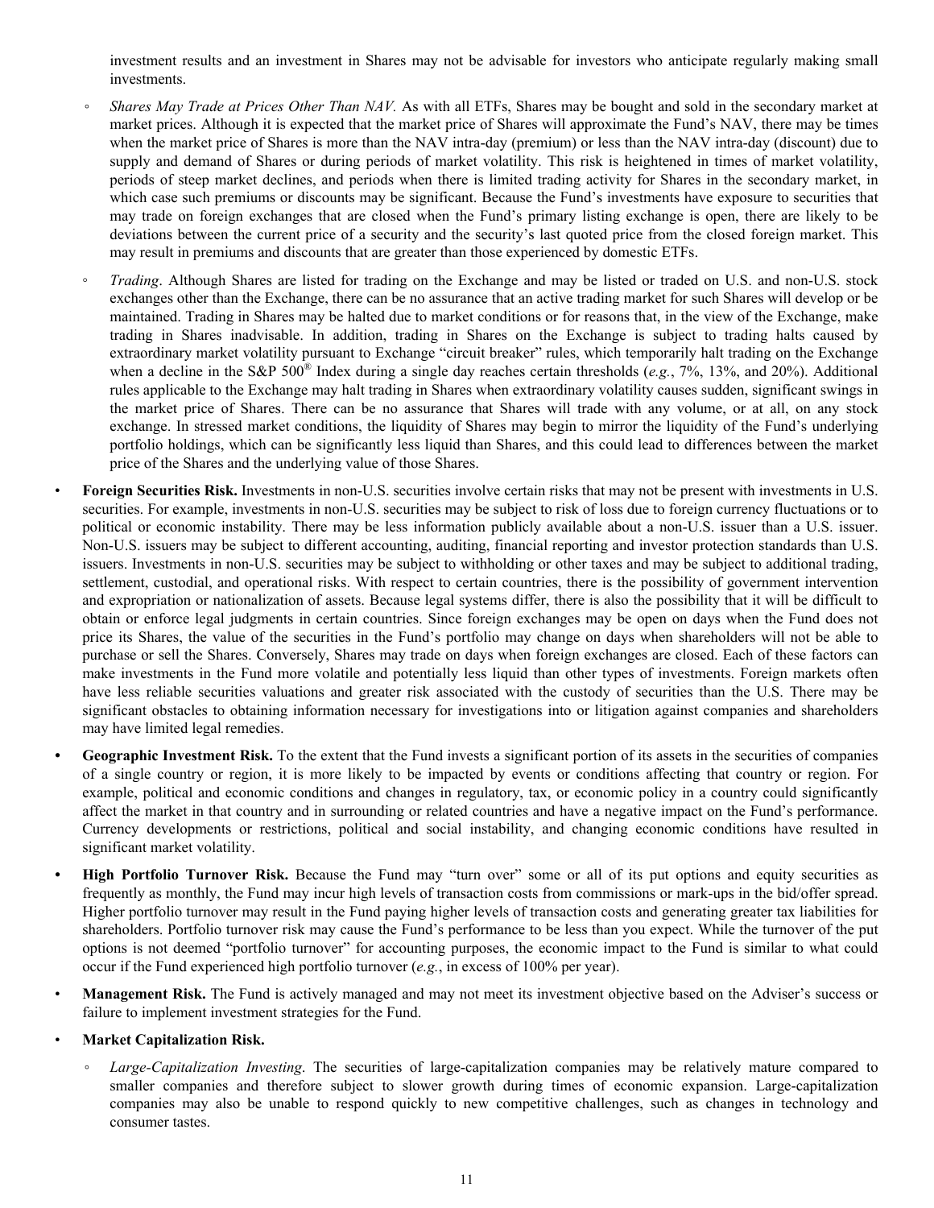investment results and an investment in Shares may not be advisable for investors who anticipate regularly making small investments.

  - *Shares May Trade at Prices Other Than NAV.* As with all ETFs, Shares may be bought and sold in the secondary market at market prices. Although it is expected that the market price of Shares will approximate the Fund's NAV, there may be times when the market price of Shares is more than the NAV intra-day (premium) or less than the NAV intra-day (discount) due to supply and demand of Shares or during periods of market volatility. This risk is heightened in times of market volatility, periods of steep market declines, and periods when there is limited trading activity for Shares in the secondary market, in which case such premiums or discounts may be significant. Because the Fund's investments have exposure to securities that may trade on foreign exchanges that are closed when the Fund's primary listing exchange is open, there are likely to be deviations between the current price of a security and the security's last quoted price from the closed foreign market. This may result in premiums and discounts that are greater than those experienced by domestic ETFs.

  - *Trading*. Although Shares are listed for trading on the Exchange and may be listed or traded on U.S. and non-U.S. stock exchanges other than the Exchange, there can be no assurance that an active trading market for such Shares will develop or be maintained. Trading in Shares may be halted due to market conditions or for reasons that, in the view of the Exchange, make trading in Shares inadvisable. In addition, trading in Shares on the Exchange is subject to trading halts caused by extraordinary market volatility pursuant to Exchange "circuit breaker" rules, which temporarily halt trading on the Exchange when a decline in the S&P 500® Index during a single day reaches certain thresholds (*e.g.*, 7%, 13%, and 20%). Additional rules applicable to the Exchange may halt trading in Shares when extraordinary volatility causes sudden, significant swings in the market price of Shares. There can be no assurance that Shares will trade with any volume, or at all, on any stock exchange. In stressed market conditions, the liquidity of Shares may begin to mirror the liquidity of the Fund's underlying portfolio holdings, which can be significantly less liquid than Shares, and this could lead to differences between the market price of the Shares and the underlying value of those Shares.

- **Foreign Securities Risk.** Investments in non-U.S. securities involve certain risks that may not be present with investments in U.S. securities. For example, investments in non-U.S. securities may be subject to risk of loss due to foreign currency fluctuations or to political or economic instability. There may be less information publicly available about a non-U.S. issuer than a U.S. issuer. Non-U.S. issuers may be subject to different accounting, auditing, financial reporting and investor protection standards than U.S. issuers. Investments in non-U.S. securities may be subject to withholding or other taxes and may be subject to additional trading, settlement, custodial, and operational risks. With respect to certain countries, there is the possibility of government intervention and expropriation or nationalization of assets. Because legal systems differ, there is also the possibility that it will be difficult to obtain or enforce legal judgments in certain countries. Since foreign exchanges may be open on days when the Fund does not price its Shares, the value of the securities in the Fund's portfolio may change on days when shareholders will not be able to purchase or sell the Shares. Conversely, Shares may trade on days when foreign exchanges are closed. Each of these factors can make investments in the Fund more volatile and potentially less liquid than other types of investments. Foreign markets often have less reliable securities valuations and greater risk associated with the custody of securities than the U.S. There may be significant obstacles to obtaining information necessary for investigations into or litigation against companies and shareholders may have limited legal remedies.

- **Geographic Investment Risk.** To the extent that the Fund invests a significant portion of its assets in the securities of companies of a single country or region, it is more likely to be impacted by events or conditions affecting that country or region. For example, political and economic conditions and changes in regulatory, tax, or economic policy in a country could significantly affect the market in that country and in surrounding or related countries and have a negative impact on the Fund's performance. Currency developments or restrictions, political and social instability, and changing economic conditions have resulted in significant market volatility.

- **High Portfolio Turnover Risk.** Because the Fund may "turn over" some or all of its put options and equity securities as frequently as monthly, the Fund may incur high levels of transaction costs from commissions or mark-ups in the bid/offer spread. Higher portfolio turnover may result in the Fund paying higher levels of transaction costs and generating greater tax liabilities for shareholders. Portfolio turnover risk may cause the Fund's performance to be less than you expect. While the turnover of the put options is not deemed "portfolio turnover" for accounting purposes, the economic impact to the Fund is similar to what could occur if the Fund experienced high portfolio turnover (*e.g.*, in excess of 100% per year).

- **Management Risk.** The Fund is actively managed and may not meet its investment objective based on the Adviser's success or failure to implement investment strategies for the Fund.

- **Market Capitalization Risk.**

  - *Large-Capitalization Investing*. The securities of large-capitalization companies may be relatively mature compared to smaller companies and therefore subject to slower growth during times of economic expansion. Large-capitalization companies may also be unable to respond quickly to new competitive challenges, such as changes in technology and consumer tastes.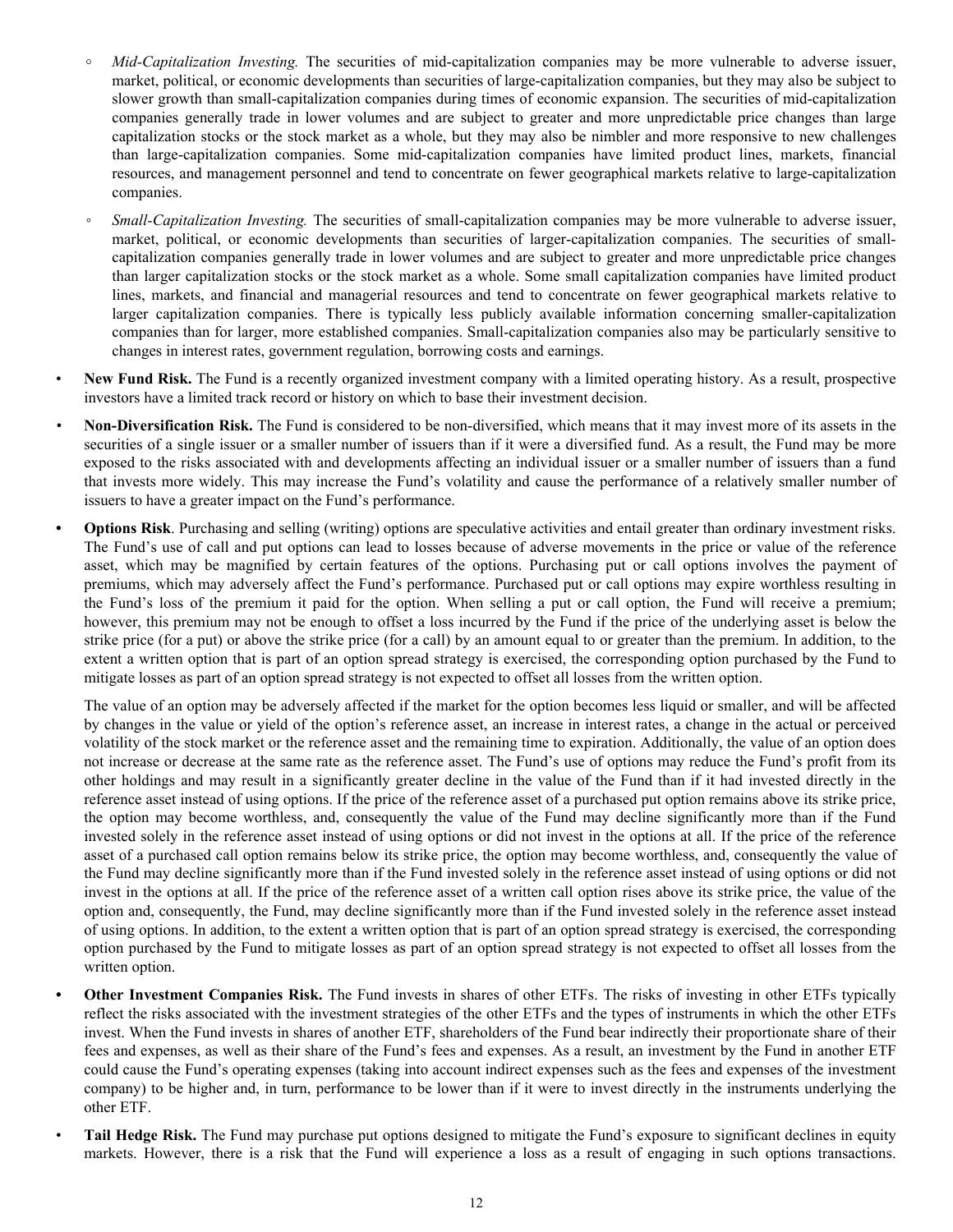- *Mid-Capitalization Investing.* The securities of mid-capitalization companies may be more vulnerable to adverse issuer, market, political, or economic developments than securities of large-capitalization companies, but they may also be subject to slower growth than small-capitalization companies during times of economic expansion. The securities of mid-capitalization companies generally trade in lower volumes and are subject to greater and more unpredictable price changes than large capitalization stocks or the stock market as a whole, but they may also be nimbler and more responsive to new challenges than large-capitalization companies. Some mid-capitalization companies have limited product lines, markets, financial resources, and management personnel and tend to concentrate on fewer geographical markets relative to large-capitalization companies.

  - *Small-Capitalization Investing.* The securities of small-capitalization companies may be more vulnerable to adverse issuer, market, political, or economic developments than securities of larger-capitalization companies. The securities of small-capitalization companies generally trade in lower volumes and are subject to greater and more unpredictable price changes than larger capitalization stocks or the stock market as a whole. Some small capitalization companies have limited product lines, markets, and financial and managerial resources and tend to concentrate on fewer geographical markets relative to larger capitalization companies. There is typically less publicly available information concerning smaller-capitalization companies than for larger, more established companies. Small-capitalization companies also may be particularly sensitive to changes in interest rates, government regulation, borrowing costs and earnings.

- **New Fund Risk.** The Fund is a recently organized investment company with a limited operating history. As a result, prospective investors have a limited track record or history on which to base their investment decision.

- **Non-Diversification Risk.** The Fund is considered to be non-diversified, which means that it may invest more of its assets in the securities of a single issuer or a smaller number of issuers than if it were a diversified fund. As a result, the Fund may be more exposed to the risks associated with and developments affecting an individual issuer or a smaller number of issuers than a fund that invests more widely. This may increase the Fund's volatility and cause the performance of a relatively smaller number of issuers to have a greater impact on the Fund's performance.

- **Options Risk**. Purchasing and selling (writing) options are speculative activities and entail greater than ordinary investment risks. The Fund's use of call and put options can lead to losses because of adverse movements in the price or value of the reference asset, which may be magnified by certain features of the options. Purchasing put or call options involves the payment of premiums, which may adversely affect the Fund's performance. Purchased put or call options may expire worthless resulting in the Fund's loss of the premium it paid for the option. When selling a put or call option, the Fund will receive a premium; however, this premium may not be enough to offset a loss incurred by the Fund if the price of the underlying asset is below the strike price (for a put) or above the strike price (for a call) by an amount equal to or greater than the premium. In addition, to the extent a written option that is part of an option spread strategy is exercised, the corresponding option purchased by the Fund to mitigate losses as part of an option spread strategy is not expected to offset all losses from the written option.

  The value of an option may be adversely affected if the market for the option becomes less liquid or smaller, and will be affected by changes in the value or yield of the option's reference asset, an increase in interest rates, a change in the actual or perceived volatility of the stock market or the reference asset and the remaining time to expiration. Additionally, the value of an option does not increase or decrease at the same rate as the reference asset. The Fund's use of options may reduce the Fund's profit from its other holdings and may result in a significantly greater decline in the value of the Fund than if it had invested directly in the reference asset instead of using options. If the price of the reference asset of a purchased put option remains above its strike price, the option may become worthless, and, consequently the value of the Fund may decline significantly more than if the Fund invested solely in the reference asset instead of using options or did not invest in the options at all. If the price of the reference asset of a purchased call option remains below its strike price, the option may become worthless, and, consequently the value of the Fund may decline significantly more than if the Fund invested solely in the reference asset instead of using options or did not invest in the options at all. If the price of the reference asset of a written call option rises above its strike price, the value of the option and, consequently, the Fund, may decline significantly more than if the Fund invested solely in the reference asset instead of using options. In addition, to the extent a written option that is part of an option spread strategy is exercised, the corresponding option purchased by the Fund to mitigate losses as part of an option spread strategy is not expected to offset all losses from the written option.

- **Other Investment Companies Risk.** The Fund invests in shares of other ETFs. The risks of investing in other ETFs typically reflect the risks associated with the investment strategies of the other ETFs and the types of instruments in which the other ETFs invest. When the Fund invests in shares of another ETF, shareholders of the Fund bear indirectly their proportionate share of their fees and expenses, as well as their share of the Fund's fees and expenses. As a result, an investment by the Fund in another ETF could cause the Fund's operating expenses (taking into account indirect expenses such as the fees and expenses of the investment company) to be higher and, in turn, performance to be lower than if it were to invest directly in the instruments underlying the other ETF.

- **Tail Hedge Risk.** The Fund may purchase put options designed to mitigate the Fund's exposure to significant declines in equity markets. However, there is a risk that the Fund will experience a loss as a result of engaging in such options transactions.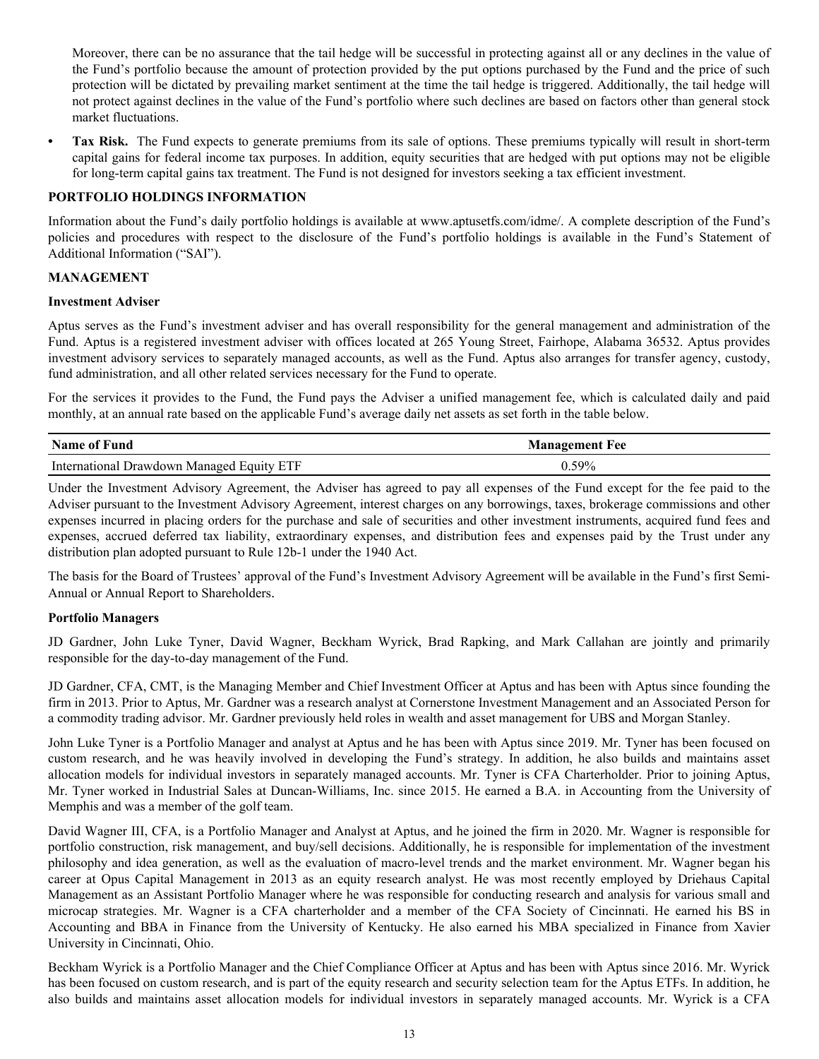Moreover, there can be no assurance that the tail hedge will be successful in protecting against all or any declines in the value of the Fund's portfolio because the amount of protection provided by the put options purchased by the Fund and the price of such protection will be dictated by prevailing market sentiment at the time the tail hedge is triggered. Additionally, the tail hedge will not protect against declines in the value of the Fund's portfolio where such declines are based on factors other than general stock market fluctuations.

- **Tax Risk.** The Fund expects to generate premiums from its sale of options. These premiums typically will result in short-term capital gains for federal income tax purposes. In addition, equity securities that are hedged with put options may not be eligible for long-term capital gains tax treatment. The Fund is not designed for investors seeking a tax efficient investment.

## PORTFOLIO HOLDINGS INFORMATION

Information about the Fund's daily portfolio holdings is available at www.aptusetfs.com/idme/. A complete description of the Fund's policies and procedures with respect to the disclosure of the Fund's portfolio holdings is available in the Fund's Statement of Additional Information ("SAI").

## MANAGEMENT

### Investment Adviser

Aptus serves as the Fund's investment adviser and has overall responsibility for the general management and administration of the Fund. Aptus is a registered investment adviser with offices located at 265 Young Street, Fairhope, Alabama 36532. Aptus provides investment advisory services to separately managed accounts, as well as the Fund. Aptus also arranges for transfer agency, custody, fund administration, and all other related services necessary for the Fund to operate.

For the services it provides to the Fund, the Fund pays the Adviser a unified management fee, which is calculated daily and paid monthly, at an annual rate based on the applicable Fund's average daily net assets as set forth in the table below.

| Name of Fund | Management Fee |
| --- | --- |
| International Drawdown Managed Equity ETF | 0.59% |

Under the Investment Advisory Agreement, the Adviser has agreed to pay all expenses of the Fund except for the fee paid to the Adviser pursuant to the Investment Advisory Agreement, interest charges on any borrowings, taxes, brokerage commissions and other expenses incurred in placing orders for the purchase and sale of securities and other investment instruments, acquired fund fees and expenses, accrued deferred tax liability, extraordinary expenses, and distribution fees and expenses paid by the Trust under any distribution plan adopted pursuant to Rule 12b-1 under the 1940 Act.

The basis for the Board of Trustees' approval of the Fund's Investment Advisory Agreement will be available in the Fund's first Semi-Annual or Annual Report to Shareholders.

### Portfolio Managers

JD Gardner, John Luke Tyner, David Wagner, Beckham Wyrick, Brad Rapking, and Mark Callahan are jointly and primarily responsible for the day-to-day management of the Fund.

JD Gardner, CFA, CMT, is the Managing Member and Chief Investment Officer at Aptus and has been with Aptus since founding the firm in 2013. Prior to Aptus, Mr. Gardner was a research analyst at Cornerstone Investment Management and an Associated Person for a commodity trading advisor. Mr. Gardner previously held roles in wealth and asset management for UBS and Morgan Stanley.

John Luke Tyner is a Portfolio Manager and analyst at Aptus and he has been with Aptus since 2019. Mr. Tyner has been focused on custom research, and he was heavily involved in developing the Fund's strategy. In addition, he also builds and maintains asset allocation models for individual investors in separately managed accounts. Mr. Tyner is CFA Charterholder. Prior to joining Aptus, Mr. Tyner worked in Industrial Sales at Duncan-Williams, Inc. since 2015. He earned a B.A. in Accounting from the University of Memphis and was a member of the golf team.

David Wagner III, CFA, is a Portfolio Manager and Analyst at Aptus, and he joined the firm in 2020. Mr. Wagner is responsible for portfolio construction, risk management, and buy/sell decisions. Additionally, he is responsible for implementation of the investment philosophy and idea generation, as well as the evaluation of macro-level trends and the market environment. Mr. Wagner began his career at Opus Capital Management in 2013 as an equity research analyst. He was most recently employed by Driehaus Capital Management as an Assistant Portfolio Manager where he was responsible for conducting research and analysis for various small and microcap strategies. Mr. Wagner is a CFA charterholder and a member of the CFA Society of Cincinnati. He earned his BS in Accounting and BBA in Finance from the University of Kentucky. He also earned his MBA specialized in Finance from Xavier University in Cincinnati, Ohio.

Beckham Wyrick is a Portfolio Manager and the Chief Compliance Officer at Aptus and has been with Aptus since 2016. Mr. Wyrick has been focused on custom research, and is part of the equity research and security selection team for the Aptus ETFs. In addition, he also builds and maintains asset allocation models for individual investors in separately managed accounts. Mr. Wyrick is a CFA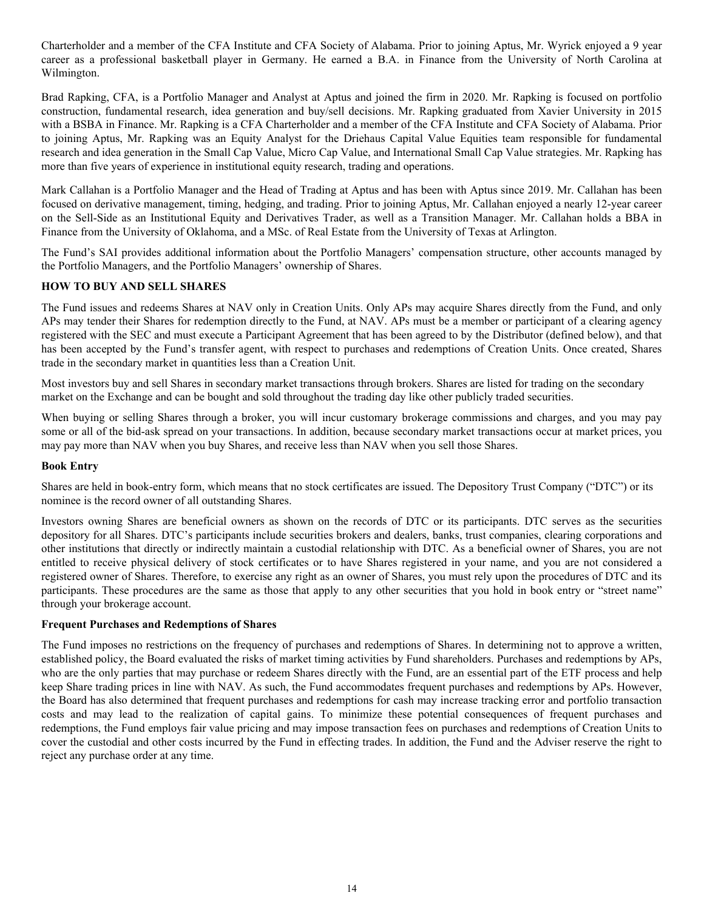Charterholder and a member of the CFA Institute and CFA Society of Alabama. Prior to joining Aptus, Mr. Wyrick enjoyed a 9 year career as a professional basketball player in Germany. He earned a B.A. in Finance from the University of North Carolina at Wilmington.

Brad Rapking, CFA, is a Portfolio Manager and Analyst at Aptus and joined the firm in 2020. Mr. Rapking is focused on portfolio construction, fundamental research, idea generation and buy/sell decisions. Mr. Rapking graduated from Xavier University in 2015 with a BSBA in Finance. Mr. Rapking is a CFA Charterholder and a member of the CFA Institute and CFA Society of Alabama. Prior to joining Aptus, Mr. Rapking was an Equity Analyst for the Driehaus Capital Value Equities team responsible for fundamental research and idea generation in the Small Cap Value, Micro Cap Value, and International Small Cap Value strategies. Mr. Rapking has more than five years of experience in institutional equity research, trading and operations.

Mark Callahan is a Portfolio Manager and the Head of Trading at Aptus and has been with Aptus since 2019. Mr. Callahan has been focused on derivative management, timing, hedging, and trading. Prior to joining Aptus, Mr. Callahan enjoyed a nearly 12-year career on the Sell-Side as an Institutional Equity and Derivatives Trader, as well as a Transition Manager. Mr. Callahan holds a BBA in Finance from the University of Oklahoma, and a MSc. of Real Estate from the University of Texas at Arlington.

The Fund's SAI provides additional information about the Portfolio Managers' compensation structure, other accounts managed by the Portfolio Managers, and the Portfolio Managers' ownership of Shares.

## HOW TO BUY AND SELL SHARES

The Fund issues and redeems Shares at NAV only in Creation Units. Only APs may acquire Shares directly from the Fund, and only APs may tender their Shares for redemption directly to the Fund, at NAV. APs must be a member or participant of a clearing agency registered with the SEC and must execute a Participant Agreement that has been agreed to by the Distributor (defined below), and that has been accepted by the Fund's transfer agent, with respect to purchases and redemptions of Creation Units. Once created, Shares trade in the secondary market in quantities less than a Creation Unit.

Most investors buy and sell Shares in secondary market transactions through brokers. Shares are listed for trading on the secondary market on the Exchange and can be bought and sold throughout the trading day like other publicly traded securities.

When buying or selling Shares through a broker, you will incur customary brokerage commissions and charges, and you may pay some or all of the bid-ask spread on your transactions. In addition, because secondary market transactions occur at market prices, you may pay more than NAV when you buy Shares, and receive less than NAV when you sell those Shares.

### Book Entry

Shares are held in book-entry form, which means that no stock certificates are issued. The Depository Trust Company ("DTC") or its nominee is the record owner of all outstanding Shares.

Investors owning Shares are beneficial owners as shown on the records of DTC or its participants. DTC serves as the securities depository for all Shares. DTC's participants include securities brokers and dealers, banks, trust companies, clearing corporations and other institutions that directly or indirectly maintain a custodial relationship with DTC. As a beneficial owner of Shares, you are not entitled to receive physical delivery of stock certificates or to have Shares registered in your name, and you are not considered a registered owner of Shares. Therefore, to exercise any right as an owner of Shares, you must rely upon the procedures of DTC and its participants. These procedures are the same as those that apply to any other securities that you hold in book entry or "street name" through your brokerage account.

### Frequent Purchases and Redemptions of Shares

The Fund imposes no restrictions on the frequency of purchases and redemptions of Shares. In determining not to approve a written, established policy, the Board evaluated the risks of market timing activities by Fund shareholders. Purchases and redemptions by APs, who are the only parties that may purchase or redeem Shares directly with the Fund, are an essential part of the ETF process and help keep Share trading prices in line with NAV. As such, the Fund accommodates frequent purchases and redemptions by APs. However, the Board has also determined that frequent purchases and redemptions for cash may increase tracking error and portfolio transaction costs and may lead to the realization of capital gains. To minimize these potential consequences of frequent purchases and redemptions, the Fund employs fair value pricing and may impose transaction fees on purchases and redemptions of Creation Units to cover the custodial and other costs incurred by the Fund in effecting trades. In addition, the Fund and the Adviser reserve the right to reject any purchase order at any time.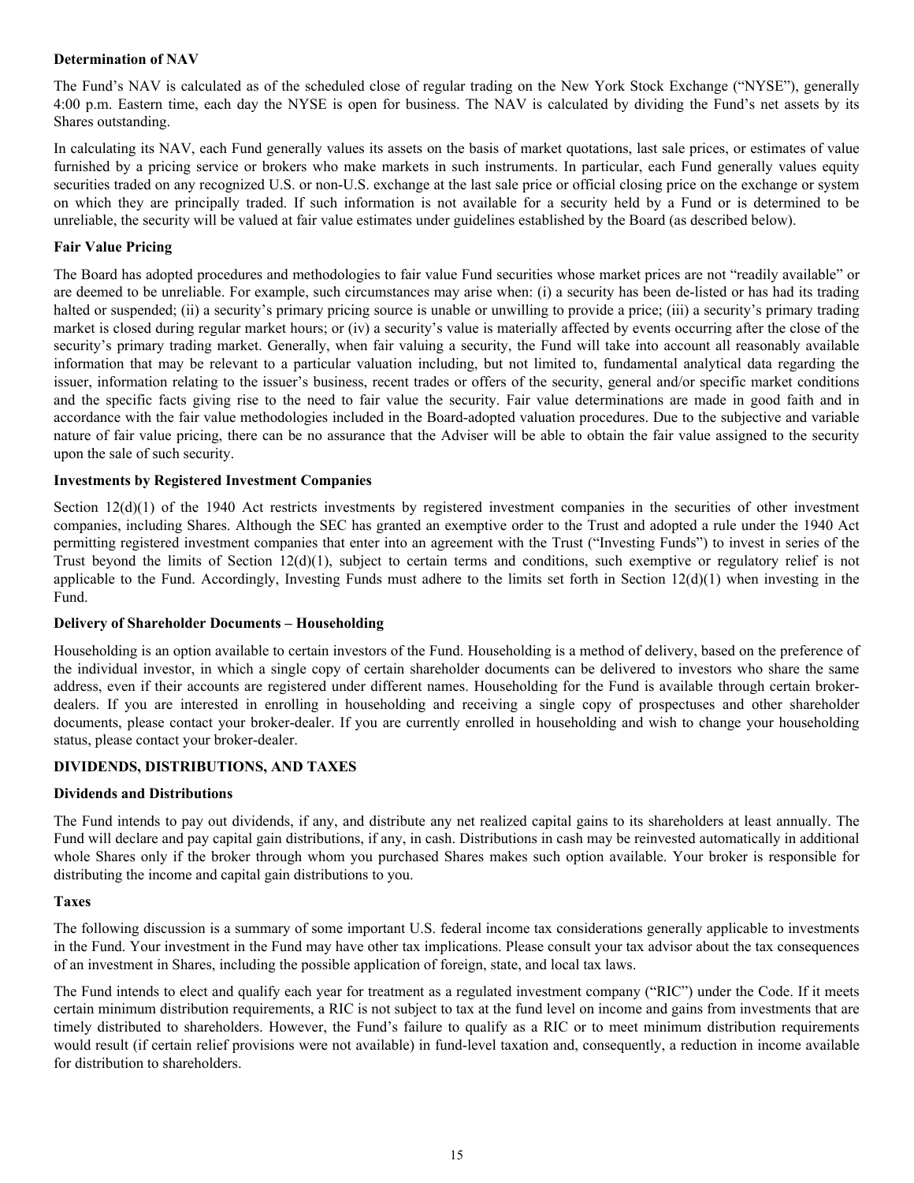**Determination of NAV**

The Fund's NAV is calculated as of the scheduled close of regular trading on the New York Stock Exchange ("NYSE"), generally 4:00 p.m. Eastern time, each day the NYSE is open for business. The NAV is calculated by dividing the Fund's net assets by its Shares outstanding.

In calculating its NAV, each Fund generally values its assets on the basis of market quotations, last sale prices, or estimates of value furnished by a pricing service or brokers who make markets in such instruments. In particular, each Fund generally values equity securities traded on any recognized U.S. or non-U.S. exchange at the last sale price or official closing price on the exchange or system on which they are principally traded. If such information is not available for a security held by a Fund or is determined to be unreliable, the security will be valued at fair value estimates under guidelines established by the Board (as described below).

**Fair Value Pricing**

The Board has adopted procedures and methodologies to fair value Fund securities whose market prices are not "readily available" or are deemed to be unreliable. For example, such circumstances may arise when: (i) a security has been de-listed or has had its trading halted or suspended; (ii) a security's primary pricing source is unable or unwilling to provide a price; (iii) a security's primary trading market is closed during regular market hours; or (iv) a security's value is materially affected by events occurring after the close of the security's primary trading market. Generally, when fair valuing a security, the Fund will take into account all reasonably available information that may be relevant to a particular valuation including, but not limited to, fundamental analytical data regarding the issuer, information relating to the issuer's business, recent trades or offers of the security, general and/or specific market conditions and the specific facts giving rise to the need to fair value the security. Fair value determinations are made in good faith and in accordance with the fair value methodologies included in the Board-adopted valuation procedures. Due to the subjective and variable nature of fair value pricing, there can be no assurance that the Adviser will be able to obtain the fair value assigned to the security upon the sale of such security.

**Investments by Registered Investment Companies**

Section 12(d)(1) of the 1940 Act restricts investments by registered investment companies in the securities of other investment companies, including Shares. Although the SEC has granted an exemptive order to the Trust and adopted a rule under the 1940 Act permitting registered investment companies that enter into an agreement with the Trust ("Investing Funds") to invest in series of the Trust beyond the limits of Section 12(d)(1), subject to certain terms and conditions, such exemptive or regulatory relief is not applicable to the Fund. Accordingly, Investing Funds must adhere to the limits set forth in Section 12(d)(1) when investing in the Fund.

**Delivery of Shareholder Documents – Householding**

Householding is an option available to certain investors of the Fund. Householding is a method of delivery, based on the preference of the individual investor, in which a single copy of certain shareholder documents can be delivered to investors who share the same address, even if their accounts are registered under different names. Householding for the Fund is available through certain broker-dealers. If you are interested in enrolling in householding and receiving a single copy of prospectuses and other shareholder documents, please contact your broker-dealer. If you are currently enrolled in householding and wish to change your householding status, please contact your broker-dealer.

## DIVIDENDS, DISTRIBUTIONS, AND TAXES

**Dividends and Distributions**

The Fund intends to pay out dividends, if any, and distribute any net realized capital gains to its shareholders at least annually. The Fund will declare and pay capital gain distributions, if any, in cash. Distributions in cash may be reinvested automatically in additional whole Shares only if the broker through whom you purchased Shares makes such option available. Your broker is responsible for distributing the income and capital gain distributions to you.

**Taxes**

The following discussion is a summary of some important U.S. federal income tax considerations generally applicable to investments in the Fund. Your investment in the Fund may have other tax implications. Please consult your tax advisor about the tax consequences of an investment in Shares, including the possible application of foreign, state, and local tax laws.

The Fund intends to elect and qualify each year for treatment as a regulated investment company ("RIC") under the Code. If it meets certain minimum distribution requirements, a RIC is not subject to tax at the fund level on income and gains from investments that are timely distributed to shareholders. However, the Fund's failure to qualify as a RIC or to meet minimum distribution requirements would result (if certain relief provisions were not available) in fund-level taxation and, consequently, a reduction in income available for distribution to shareholders.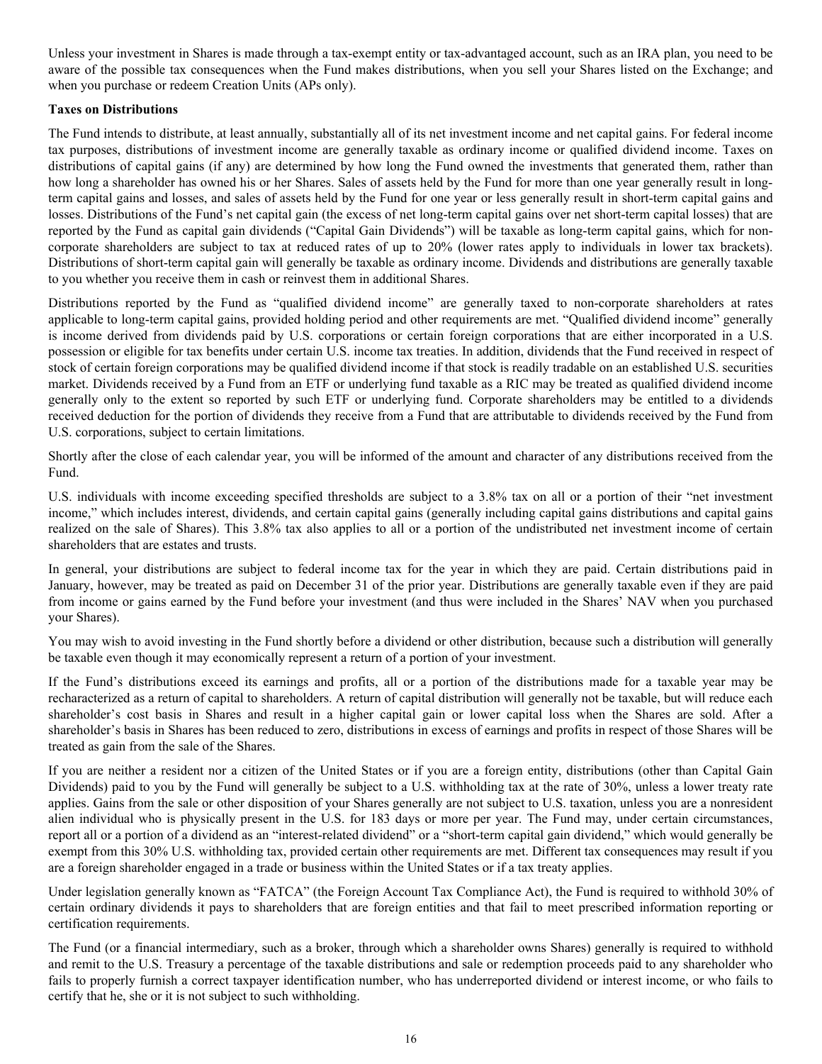Unless your investment in Shares is made through a tax-exempt entity or tax-advantaged account, such as an IRA plan, you need to be aware of the possible tax consequences when the Fund makes distributions, when you sell your Shares listed on the Exchange; and when you purchase or redeem Creation Units (APs only).

**Taxes on Distributions**

The Fund intends to distribute, at least annually, substantially all of its net investment income and net capital gains. For federal income tax purposes, distributions of investment income are generally taxable as ordinary income or qualified dividend income. Taxes on distributions of capital gains (if any) are determined by how long the Fund owned the investments that generated them, rather than how long a shareholder has owned his or her Shares. Sales of assets held by the Fund for more than one year generally result in long-term capital gains and losses, and sales of assets held by the Fund for one year or less generally result in short-term capital gains and losses. Distributions of the Fund's net capital gain (the excess of net long-term capital gains over net short-term capital losses) that are reported by the Fund as capital gain dividends ("Capital Gain Dividends") will be taxable as long-term capital gains, which for non-corporate shareholders are subject to tax at reduced rates of up to 20% (lower rates apply to individuals in lower tax brackets). Distributions of short-term capital gain will generally be taxable as ordinary income. Dividends and distributions are generally taxable to you whether you receive them in cash or reinvest them in additional Shares.

Distributions reported by the Fund as "qualified dividend income" are generally taxed to non-corporate shareholders at rates applicable to long-term capital gains, provided holding period and other requirements are met. "Qualified dividend income" generally is income derived from dividends paid by U.S. corporations or certain foreign corporations that are either incorporated in a U.S. possession or eligible for tax benefits under certain U.S. income tax treaties. In addition, dividends that the Fund received in respect of stock of certain foreign corporations may be qualified dividend income if that stock is readily tradable on an established U.S. securities market. Dividends received by a Fund from an ETF or underlying fund taxable as a RIC may be treated as qualified dividend income generally only to the extent so reported by such ETF or underlying fund. Corporate shareholders may be entitled to a dividends received deduction for the portion of dividends they receive from a Fund that are attributable to dividends received by the Fund from U.S. corporations, subject to certain limitations.

Shortly after the close of each calendar year, you will be informed of the amount and character of any distributions received from the Fund.

U.S. individuals with income exceeding specified thresholds are subject to a 3.8% tax on all or a portion of their "net investment income," which includes interest, dividends, and certain capital gains (generally including capital gains distributions and capital gains realized on the sale of Shares). This 3.8% tax also applies to all or a portion of the undistributed net investment income of certain shareholders that are estates and trusts.

In general, your distributions are subject to federal income tax for the year in which they are paid. Certain distributions paid in January, however, may be treated as paid on December 31 of the prior year. Distributions are generally taxable even if they are paid from income or gains earned by the Fund before your investment (and thus were included in the Shares' NAV when you purchased your Shares).

You may wish to avoid investing in the Fund shortly before a dividend or other distribution, because such a distribution will generally be taxable even though it may economically represent a return of a portion of your investment.

If the Fund's distributions exceed its earnings and profits, all or a portion of the distributions made for a taxable year may be recharacterized as a return of capital to shareholders. A return of capital distribution will generally not be taxable, but will reduce each shareholder's cost basis in Shares and result in a higher capital gain or lower capital loss when the Shares are sold. After a shareholder's basis in Shares has been reduced to zero, distributions in excess of earnings and profits in respect of those Shares will be treated as gain from the sale of the Shares.

If you are neither a resident nor a citizen of the United States or if you are a foreign entity, distributions (other than Capital Gain Dividends) paid to you by the Fund will generally be subject to a U.S. withholding tax at the rate of 30%, unless a lower treaty rate applies. Gains from the sale or other disposition of your Shares generally are not subject to U.S. taxation, unless you are a nonresident alien individual who is physically present in the U.S. for 183 days or more per year. The Fund may, under certain circumstances, report all or a portion of a dividend as an "interest-related dividend" or a "short-term capital gain dividend," which would generally be exempt from this 30% U.S. withholding tax, provided certain other requirements are met. Different tax consequences may result if you are a foreign shareholder engaged in a trade or business within the United States or if a tax treaty applies.

Under legislation generally known as "FATCA" (the Foreign Account Tax Compliance Act), the Fund is required to withhold 30% of certain ordinary dividends it pays to shareholders that are foreign entities and that fail to meet prescribed information reporting or certification requirements.

The Fund (or a financial intermediary, such as a broker, through which a shareholder owns Shares) generally is required to withhold and remit to the U.S. Treasury a percentage of the taxable distributions and sale or redemption proceeds paid to any shareholder who fails to properly furnish a correct taxpayer identification number, who has underreported dividend or interest income, or who fails to certify that he, she or it is not subject to such withholding.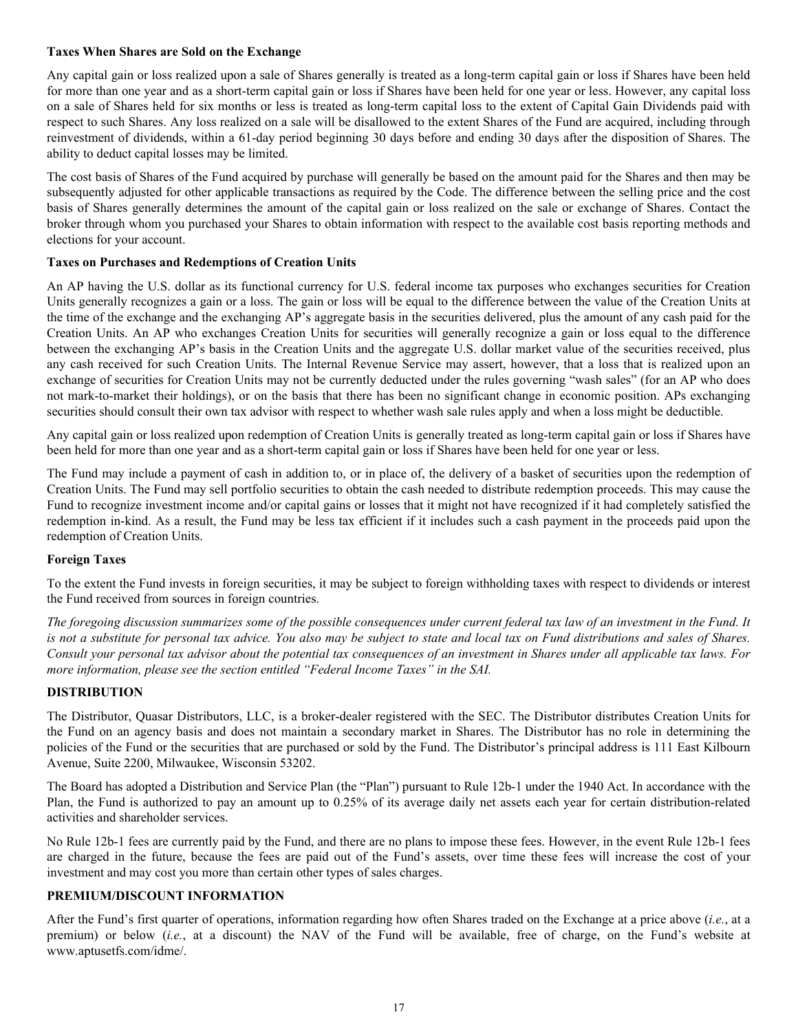**Taxes When Shares are Sold on the Exchange**

Any capital gain or loss realized upon a sale of Shares generally is treated as a long-term capital gain or loss if Shares have been held for more than one year and as a short-term capital gain or loss if Shares have been held for one year or less. However, any capital loss on a sale of Shares held for six months or less is treated as long-term capital loss to the extent of Capital Gain Dividends paid with respect to such Shares. Any loss realized on a sale will be disallowed to the extent Shares of the Fund are acquired, including through reinvestment of dividends, within a 61-day period beginning 30 days before and ending 30 days after the disposition of Shares. The ability to deduct capital losses may be limited.

The cost basis of Shares of the Fund acquired by purchase will generally be based on the amount paid for the Shares and then may be subsequently adjusted for other applicable transactions as required by the Code. The difference between the selling price and the cost basis of Shares generally determines the amount of the capital gain or loss realized on the sale or exchange of Shares. Contact the broker through whom you purchased your Shares to obtain information with respect to the available cost basis reporting methods and elections for your account.

**Taxes on Purchases and Redemptions of Creation Units**

An AP having the U.S. dollar as its functional currency for U.S. federal income tax purposes who exchanges securities for Creation Units generally recognizes a gain or a loss. The gain or loss will be equal to the difference between the value of the Creation Units at the time of the exchange and the exchanging AP's aggregate basis in the securities delivered, plus the amount of any cash paid for the Creation Units. An AP who exchanges Creation Units for securities will generally recognize a gain or loss equal to the difference between the exchanging AP's basis in the Creation Units and the aggregate U.S. dollar market value of the securities received, plus any cash received for such Creation Units. The Internal Revenue Service may assert, however, that a loss that is realized upon an exchange of securities for Creation Units may not be currently deducted under the rules governing "wash sales" (for an AP who does not mark-to-market their holdings), or on the basis that there has been no significant change in economic position. APs exchanging securities should consult their own tax advisor with respect to whether wash sale rules apply and when a loss might be deductible.

Any capital gain or loss realized upon redemption of Creation Units is generally treated as long-term capital gain or loss if Shares have been held for more than one year and as a short-term capital gain or loss if Shares have been held for one year or less.

The Fund may include a payment of cash in addition to, or in place of, the delivery of a basket of securities upon the redemption of Creation Units. The Fund may sell portfolio securities to obtain the cash needed to distribute redemption proceeds. This may cause the Fund to recognize investment income and/or capital gains or losses that it might not have recognized if it had completely satisfied the redemption in-kind. As a result, the Fund may be less tax efficient if it includes such a cash payment in the proceeds paid upon the redemption of Creation Units.

**Foreign Taxes**

To the extent the Fund invests in foreign securities, it may be subject to foreign withholding taxes with respect to dividends or interest the Fund received from sources in foreign countries.

*The foregoing discussion summarizes some of the possible consequences under current federal tax law of an investment in the Fund. It is not a substitute for personal tax advice. You also may be subject to state and local tax on Fund distributions and sales of Shares. Consult your personal tax advisor about the potential tax consequences of an investment in Shares under all applicable tax laws. For more information, please see the section entitled "Federal Income Taxes" in the SAI.*

## DISTRIBUTION

The Distributor, Quasar Distributors, LLC, is a broker-dealer registered with the SEC. The Distributor distributes Creation Units for the Fund on an agency basis and does not maintain a secondary market in Shares. The Distributor has no role in determining the policies of the Fund or the securities that are purchased or sold by the Fund. The Distributor's principal address is 111 East Kilbourn Avenue, Suite 2200, Milwaukee, Wisconsin 53202.

The Board has adopted a Distribution and Service Plan (the "Plan") pursuant to Rule 12b-1 under the 1940 Act. In accordance with the Plan, the Fund is authorized to pay an amount up to 0.25% of its average daily net assets each year for certain distribution-related activities and shareholder services.

No Rule 12b-1 fees are currently paid by the Fund, and there are no plans to impose these fees. However, in the event Rule 12b-1 fees are charged in the future, because the fees are paid out of the Fund's assets, over time these fees will increase the cost of your investment and may cost you more than certain other types of sales charges.

## PREMIUM/DISCOUNT INFORMATION

After the Fund's first quarter of operations, information regarding how often Shares traded on the Exchange at a price above (*i.e.*, at a premium) or below (*i.e.*, at a discount) the NAV of the Fund will be available, free of charge, on the Fund's website at www.aptusetfs.com/idme/.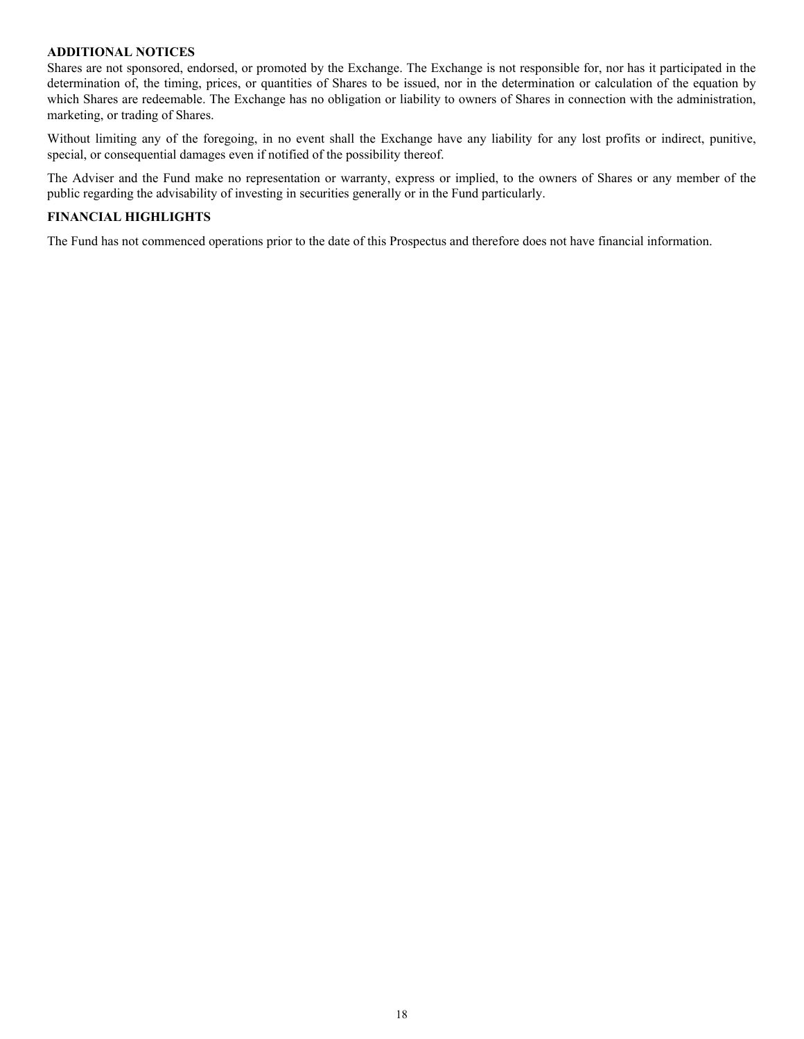## ADDITIONAL NOTICES

Shares are not sponsored, endorsed, or promoted by the Exchange. The Exchange is not responsible for, nor has it participated in the determination of, the timing, prices, or quantities of Shares to be issued, nor in the determination or calculation of the equation by which Shares are redeemable. The Exchange has no obligation or liability to owners of Shares in connection with the administration, marketing, or trading of Shares.

Without limiting any of the foregoing, in no event shall the Exchange have any liability for any lost profits or indirect, punitive, special, or consequential damages even if notified of the possibility thereof.

The Adviser and the Fund make no representation or warranty, express or implied, to the owners of Shares or any member of the public regarding the advisability of investing in securities generally or in the Fund particularly.

## FINANCIAL HIGHLIGHTS

The Fund has not commenced operations prior to the date of this Prospectus and therefore does not have financial information.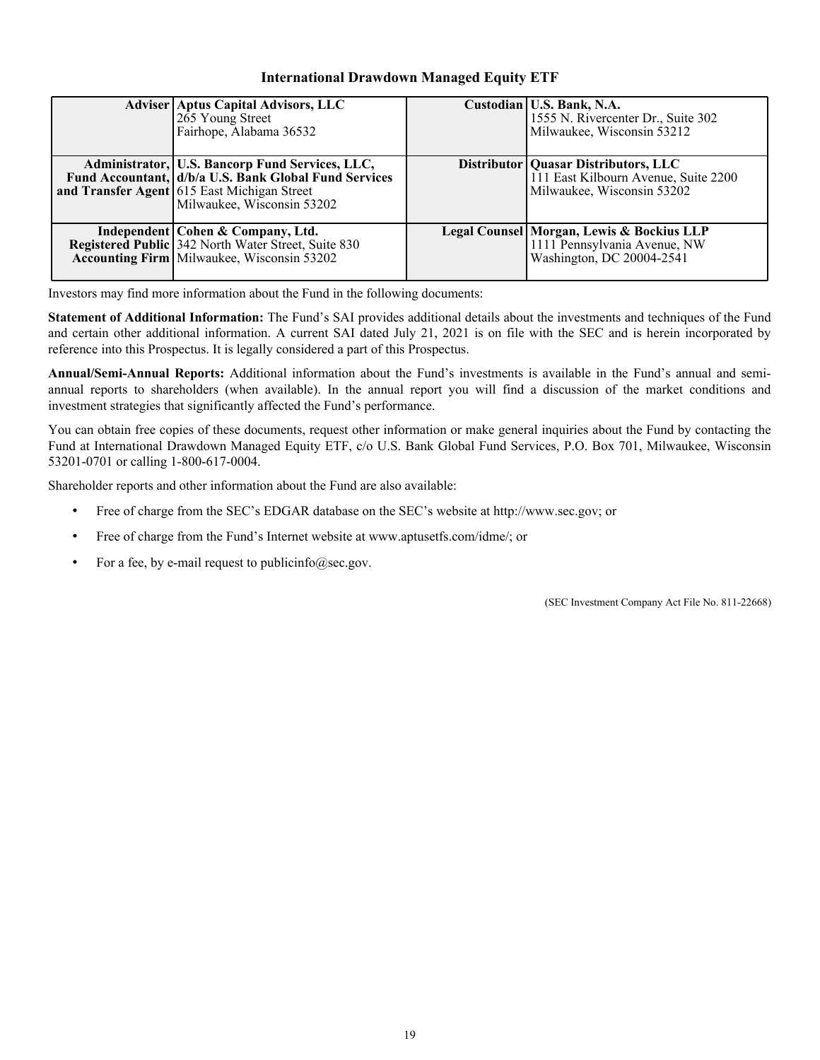## International Drawdown Managed Equity ETF

| | | | |
|---|---|---|---|
| **Adviser** | **Aptus Capital Advisors, LLC**<br>265 Young Street<br>Fairhope, Alabama 36532 | **Custodian** | **U.S. Bank, N.A.**<br>1555 N. Rivercenter Dr., Suite 302<br>Milwaukee, Wisconsin 53212 |
| **Administrator, Fund Accountant, and Transfer Agent** | **U.S. Bancorp Fund Services, LLC, d/b/a U.S. Bank Global Fund Services**<br>615 East Michigan Street<br>Milwaukee, Wisconsin 53202 | **Distributor** | **Quasar Distributors, LLC**<br>111 East Kilbourn Avenue, Suite 2200<br>Milwaukee, Wisconsin 53202 |
| **Independent Registered Public Accounting Firm** | **Cohen & Company, Ltd.**<br>342 North Water Street, Suite 830<br>Milwaukee, Wisconsin 53202 | **Legal Counsel** | **Morgan, Lewis & Bockius LLP**<br>1111 Pennsylvania Avenue, NW<br>Washington, DC 20004-2541 |

Investors may find more information about the Fund in the following documents:

**Statement of Additional Information:** The Fund's SAI provides additional details about the investments and techniques of the Fund and certain other additional information. A current SAI dated July 21, 2021 is on file with the SEC and is herein incorporated by reference into this Prospectus. It is legally considered a part of this Prospectus.

**Annual/Semi-Annual Reports:** Additional information about the Fund's investments is available in the Fund's annual and semi-annual reports to shareholders (when available). In the annual report you will find a discussion of the market conditions and investment strategies that significantly affected the Fund's performance.

You can obtain free copies of these documents, request other information or make general inquiries about the Fund by contacting the Fund at International Drawdown Managed Equity ETF, c/o U.S. Bank Global Fund Services, P.O. Box 701, Milwaukee, Wisconsin 53201-0701 or calling 1-800-617-0004.

Shareholder reports and other information about the Fund are also available:

- Free of charge from the SEC's EDGAR database on the SEC's website at http://www.sec.gov; or
- Free of charge from the Fund's Internet website at www.aptusetfs.com/idme/; or
- For a fee, by e-mail request to publicinfo@sec.gov.

(SEC Investment Company Act File No. 811-22668)